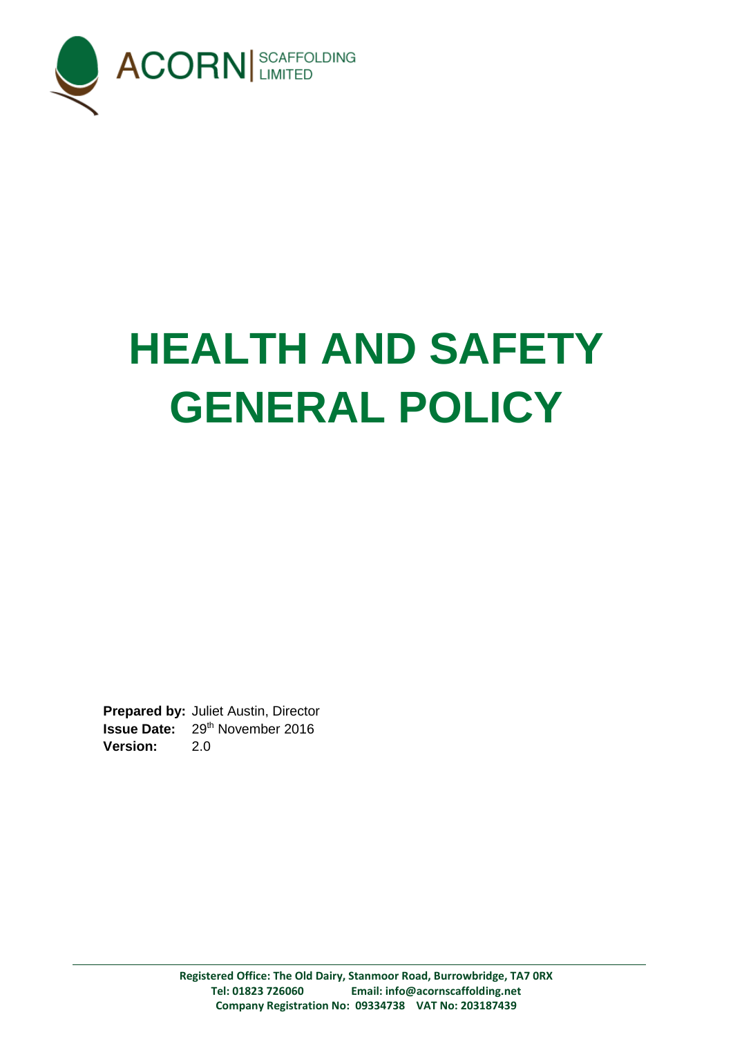ACORN | SCAFFOLDING LIMITED

# HEALTH AND SAFETY GENERAL POLICY

**Prepared by:** Juliet Austin, Director
**Issue Date:** 29th November 2016
**Version:** 2.0

**Registered Office: The Old Dairy, Stanmoor Road, Burrowbridge, TA7 0RX**
**Tel: 01823 726060 Email: info@acornscaffolding.net**
**Company Registration No: 09334738 VAT No: 203187439**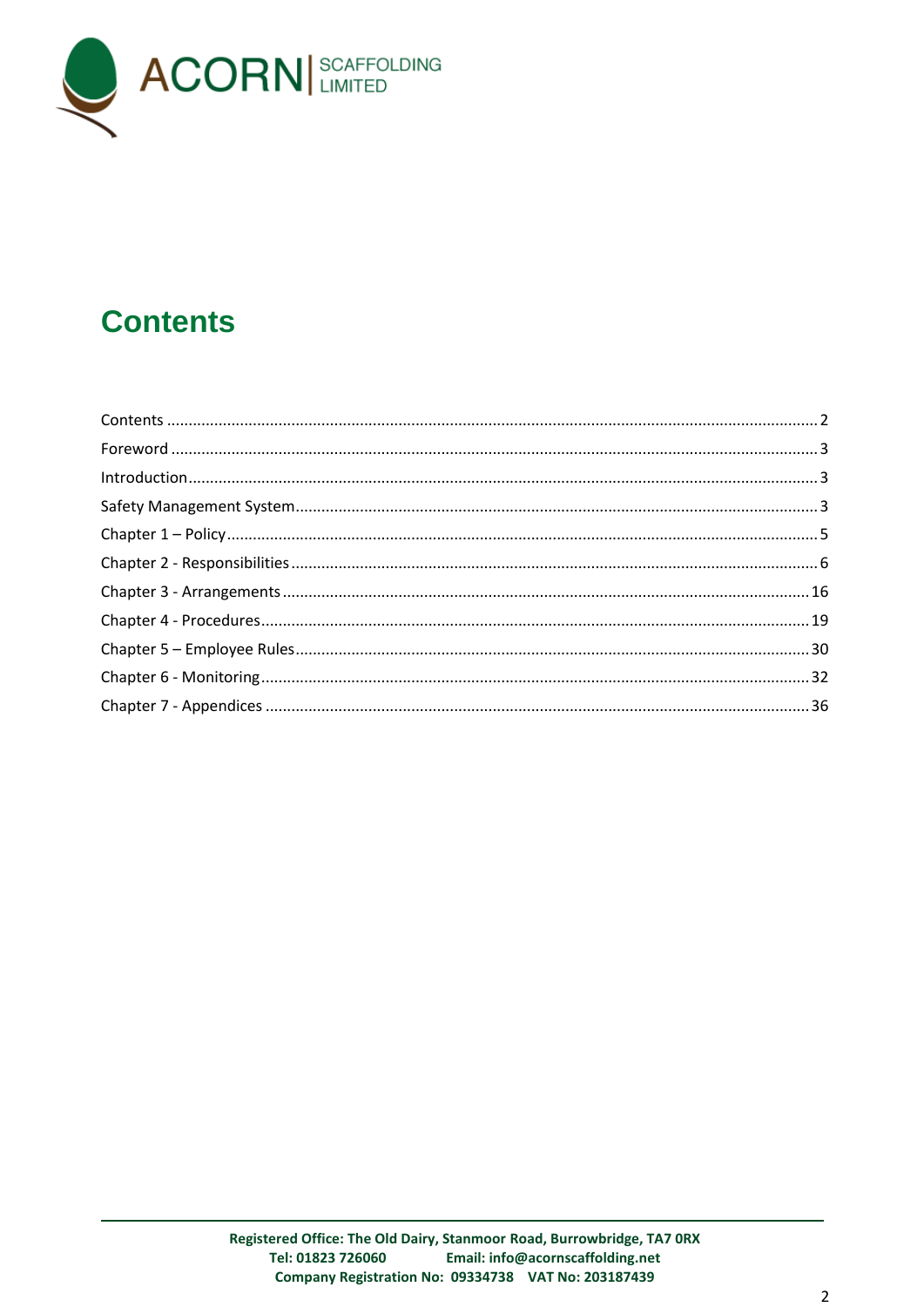# Contents

| | |
|---|---|
| Contents | 2 |
| Foreword | 3 |
| Introduction | 3 |
| Safety Management System | 3 |
| Chapter 1 – Policy | 5 |
| Chapter 2 - Responsibilities | 6 |
| Chapter 3 - Arrangements | 16 |
| Chapter 4 - Procedures | 19 |
| Chapter 5 – Employee Rules | 30 |
| Chapter 6 - Monitoring | 32 |
| Chapter 7 - Appendices | 36 |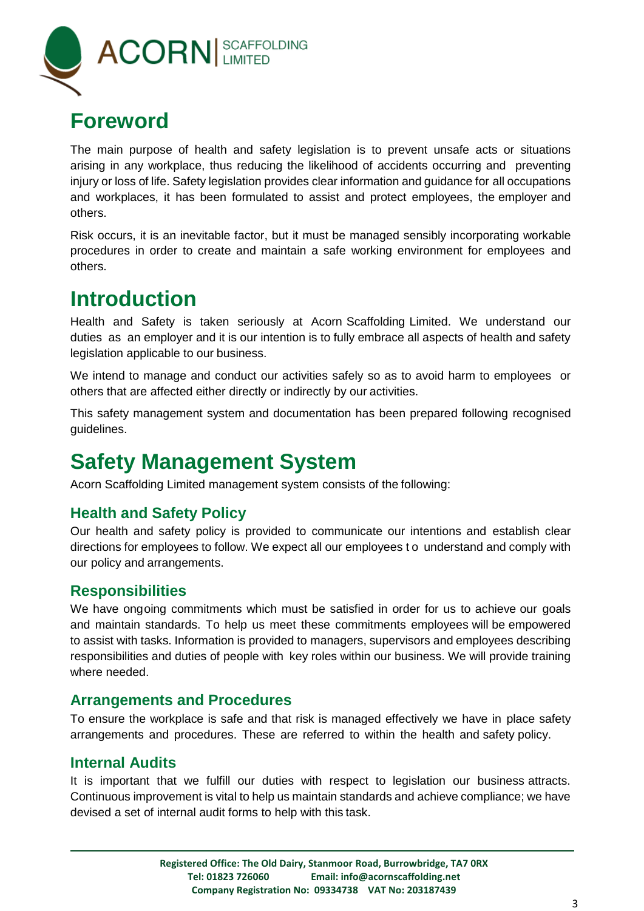# Foreword

The main purpose of health and safety legislation is to prevent unsafe acts or situations arising in any workplace, thus reducing the likelihood of accidents occurring and preventing injury or loss of life. Safety legislation provides clear information and guidance for all occupations and workplaces, it has been formulated to assist and protect employees, the employer and others.

Risk occurs, it is an inevitable factor, but it must be managed sensibly incorporating workable procedures in order to create and maintain a safe working environment for employees and others.

# Introduction

Health and Safety is taken seriously at Acorn Scaffolding Limited. We understand our duties as an employer and it is our intention is to fully embrace all aspects of health and safety legislation applicable to our business.

We intend to manage and conduct our activities safely so as to avoid harm to employees or others that are affected either directly or indirectly by our activities.

This safety management system and documentation has been prepared following recognised guidelines.

# Safety Management System

Acorn Scaffolding Limited management system consists of the following:

## Health and Safety Policy

Our health and safety policy is provided to communicate our intentions and establish clear directions for employees to follow. We expect all our employees to understand and comply with our policy and arrangements.

## Responsibilities

We have ongoing commitments which must be satisfied in order for us to achieve our goals and maintain standards. To help us meet these commitments employees will be empowered to assist with tasks. Information is provided to managers, supervisors and employees describing responsibilities and duties of people with key roles within our business. We will provide training where needed.

## Arrangements and Procedures

To ensure the workplace is safe and that risk is managed effectively we have in place safety arrangements and procedures. These are referred to within the health and safety policy.

## Internal Audits

It is important that we fulfill our duties with respect to legislation our business attracts. Continuous improvement is vital to help us maintain standards and achieve compliance; we have devised a set of internal audit forms to help with this task.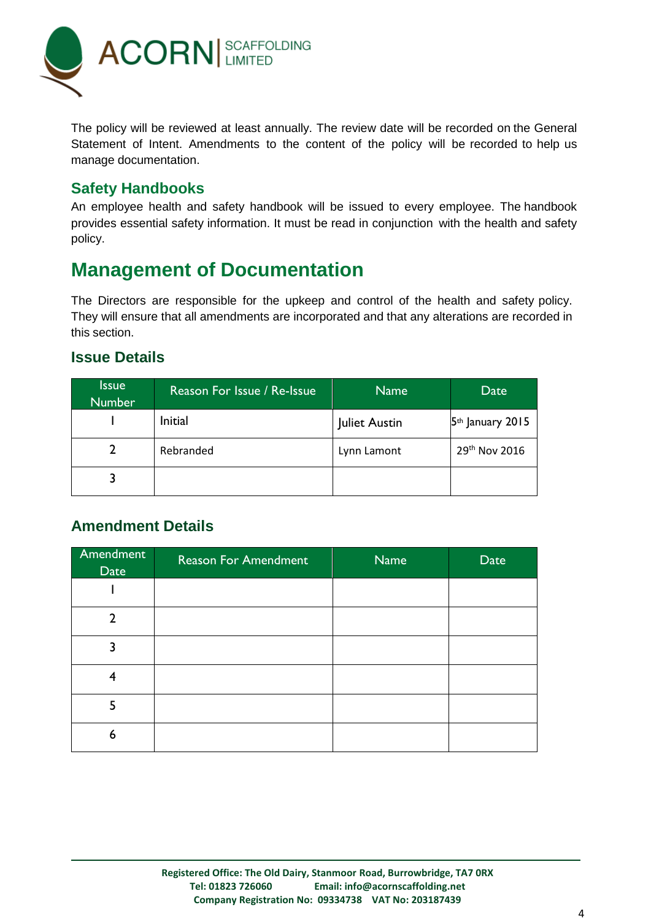The policy will be reviewed at least annually. The review date will be recorded on the General Statement of Intent. Amendments to the content of the policy will be recorded to help us manage documentation.

### Safety Handbooks

An employee health and safety handbook will be issued to every employee. The handbook provides essential safety information. It must be read in conjunction with the health and safety policy.

## Management of Documentation

The Directors are responsible for the upkeep and control of the health and safety policy. They will ensure that all amendments are incorporated and that any alterations are recorded in this section.

### Issue Details

| Issue Number | Reason For Issue / Re-Issue | Name | Date |
|---|---|---|---|
| 1 | Initial | Juliet Austin | 5th January 2015 |
| 2 | Rebranded | Lynn Lamont | 29th Nov 2016 |
| 3 | | | |

### Amendment Details

| Amendment Date | Reason For Amendment | Name | Date |
|---|---|---|---|
| 1 | | | |
| 2 | | | |
| 3 | | | |
| 4 | | | |
| 5 | | | |
| 6 | | | |

Registered Office: The Old Dairy, Stanmoor Road, Burrowbridge, TA7 0RX
Tel: 01823 726060 Email: info@acornscaffolding.net
Company Registration No: 09334738 VAT No: 203187439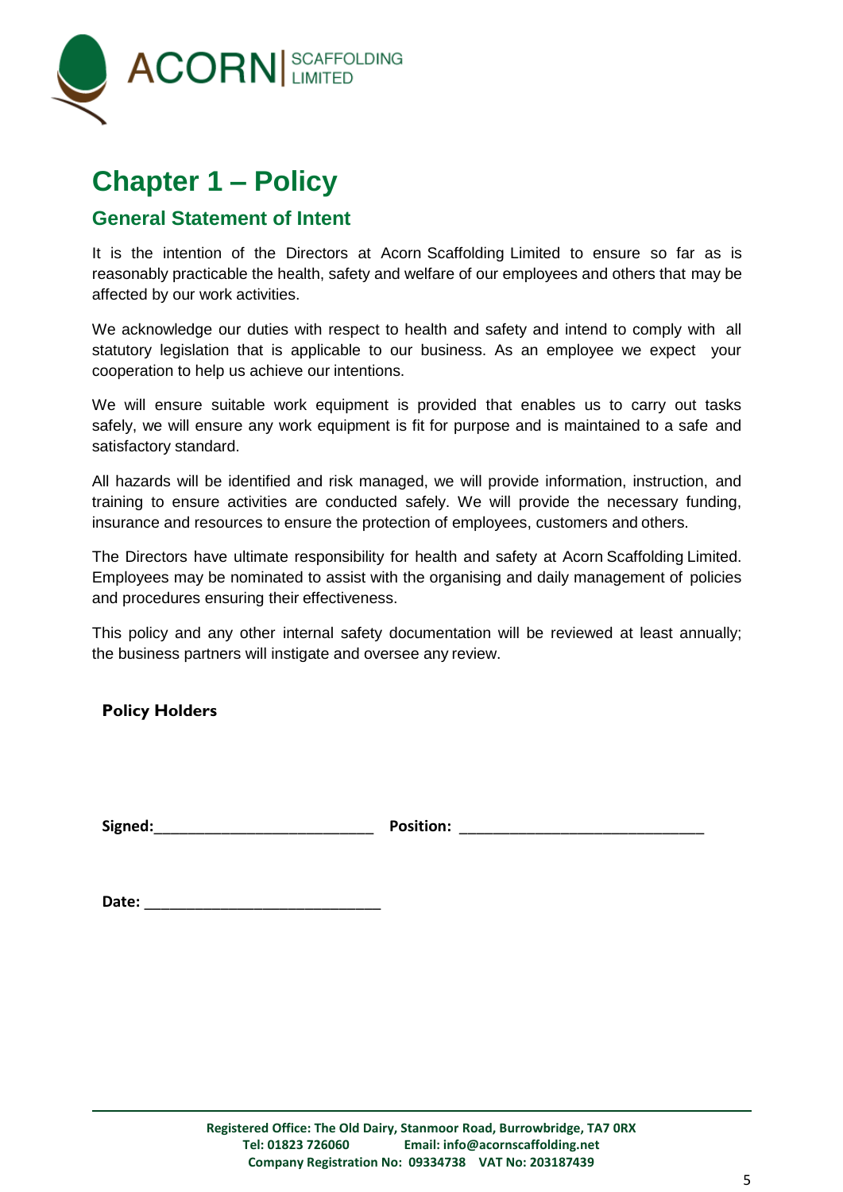# Chapter 1 – Policy

## General Statement of Intent

It is the intention of the Directors at Acorn Scaffolding Limited to ensure so far as is reasonably practicable the health, safety and welfare of our employees and others that may be affected by our work activities.

We acknowledge our duties with respect to health and safety and intend to comply with all statutory legislation that is applicable to our business. As an employee we expect your cooperation to help us achieve our intentions.

We will ensure suitable work equipment is provided that enables us to carry out tasks safely, we will ensure any work equipment is fit for purpose and is maintained to a safe and satisfactory standard.

All hazards will be identified and risk managed, we will provide information, instruction, and training to ensure activities are conducted safely. We will provide the necessary funding, insurance and resources to ensure the protection of employees, customers and others.

The Directors have ultimate responsibility for health and safety at Acorn Scaffolding Limited. Employees may be nominated to assist with the organising and daily management of policies and procedures ensuring their effectiveness.

This policy and any other internal safety documentation will be reviewed at least annually; the business partners will instigate and oversee any review.

**Policy Holders**

**Signed:**___________________________ **Position:** ______________________________

**Date:** ____________________________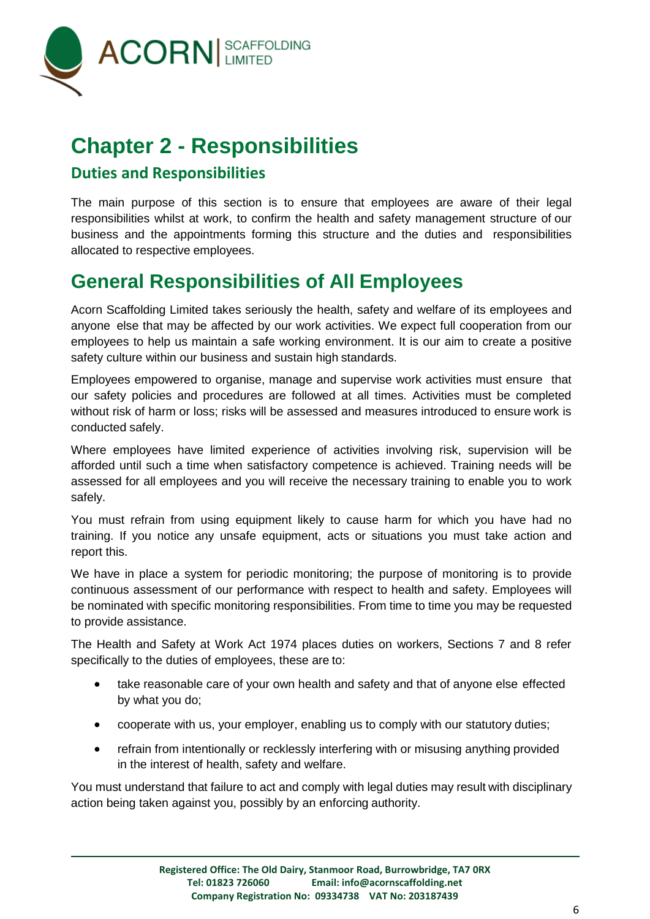# Chapter 2 - Responsibilities

## Duties and Responsibilities

The main purpose of this section is to ensure that employees are aware of their legal responsibilities whilst at work, to confirm the health and safety management structure of our business and the appointments forming this structure and the duties and responsibilities allocated to respective employees.

# General Responsibilities of All Employees

Acorn Scaffolding Limited takes seriously the health, safety and welfare of its employees and anyone else that may be affected by our work activities. We expect full cooperation from our employees to help us maintain a safe working environment. It is our aim to create a positive safety culture within our business and sustain high standards.

Employees empowered to organise, manage and supervise work activities must ensure that our safety policies and procedures are followed at all times. Activities must be completed without risk of harm or loss; risks will be assessed and measures introduced to ensure work is conducted safely.

Where employees have limited experience of activities involving risk, supervision will be afforded until such a time when satisfactory competence is achieved. Training needs will be assessed for all employees and you will receive the necessary training to enable you to work safely.

You must refrain from using equipment likely to cause harm for which you have had no training. If you notice any unsafe equipment, acts or situations you must take action and report this.

We have in place a system for periodic monitoring; the purpose of monitoring is to provide continuous assessment of our performance with respect to health and safety. Employees will be nominated with specific monitoring responsibilities. From time to time you may be requested to provide assistance.

The Health and Safety at Work Act 1974 places duties on workers, Sections 7 and 8 refer specifically to the duties of employees, these are to:

- take reasonable care of your own health and safety and that of anyone else effected by what you do;
- cooperate with us, your employer, enabling us to comply with our statutory duties;
- refrain from intentionally or recklessly interfering with or misusing anything provided in the interest of health, safety and welfare.

You must understand that failure to act and comply with legal duties may result with disciplinary action being taken against you, possibly by an enforcing authority.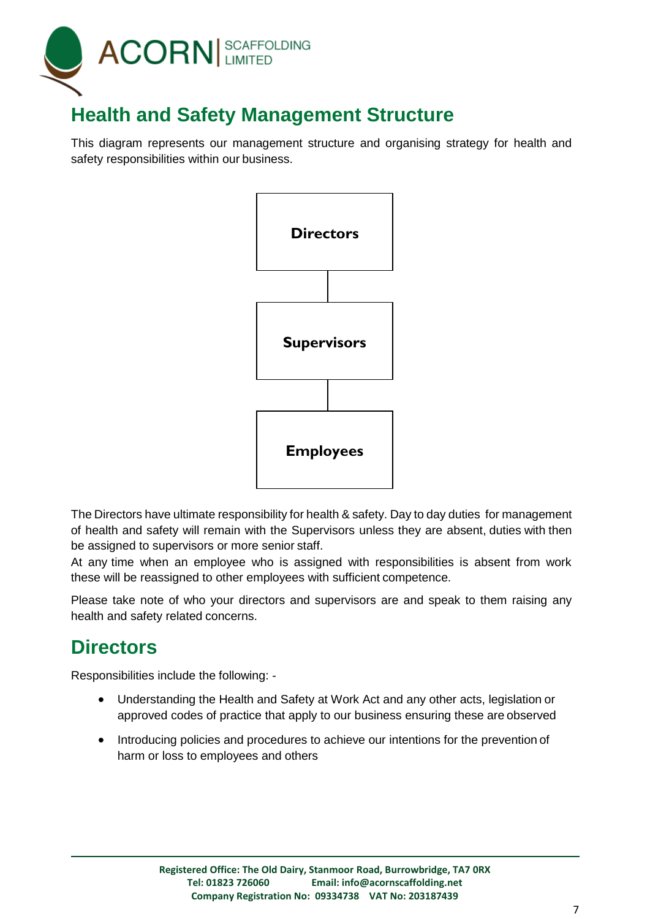## Health and Safety Management Structure

This diagram represents our management structure and organising strategy for health and safety responsibilities within our business.

**Directors**

**Supervisors**

**Employees**

The Directors have ultimate responsibility for health & safety. Day to day duties for management of health and safety will remain with the Supervisors unless they are absent, duties with then be assigned to supervisors or more senior staff.

At any time when an employee who is assigned with responsibilities is absent from work these will be reassigned to other employees with sufficient competence.

Please take note of who your directors and supervisors are and speak to them raising any health and safety related concerns.

## Directors

Responsibilities include the following: -

- Understanding the Health and Safety at Work Act and any other acts, legislation or approved codes of practice that apply to our business ensuring these are observed
- Introducing policies and procedures to achieve our intentions for the prevention of harm or loss to employees and others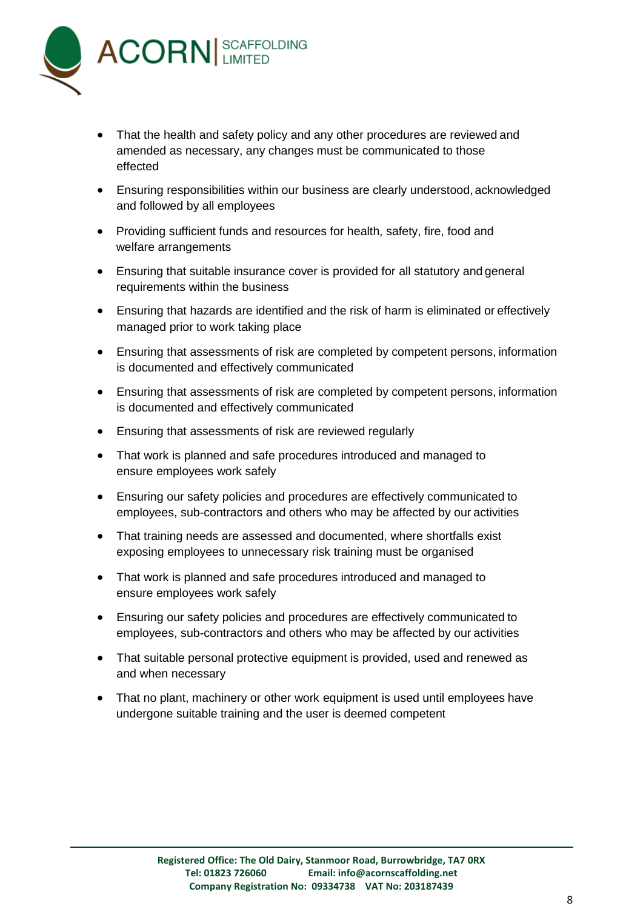- That the health and safety policy and any other procedures are reviewed and amended as necessary, any changes must be communicated to those effected
- Ensuring responsibilities within our business are clearly understood, acknowledged and followed by all employees
- Providing sufficient funds and resources for health, safety, fire, food and welfare arrangements
- Ensuring that suitable insurance cover is provided for all statutory and general requirements within the business
- Ensuring that hazards are identified and the risk of harm is eliminated or effectively managed prior to work taking place
- Ensuring that assessments of risk are completed by competent persons, information is documented and effectively communicated
- Ensuring that assessments of risk are completed by competent persons, information is documented and effectively communicated
- Ensuring that assessments of risk are reviewed regularly
- That work is planned and safe procedures introduced and managed to ensure employees work safely
- Ensuring our safety policies and procedures are effectively communicated to employees, sub-contractors and others who may be affected by our activities
- That training needs are assessed and documented, where shortfalls exist exposing employees to unnecessary risk training must be organised
- That work is planned and safe procedures introduced and managed to ensure employees work safely
- Ensuring our safety policies and procedures are effectively communicated to employees, sub-contractors and others who may be affected by our activities
- That suitable personal protective equipment is provided, used and renewed as and when necessary
- That no plant, machinery or other work equipment is used until employees have undergone suitable training and the user is deemed competent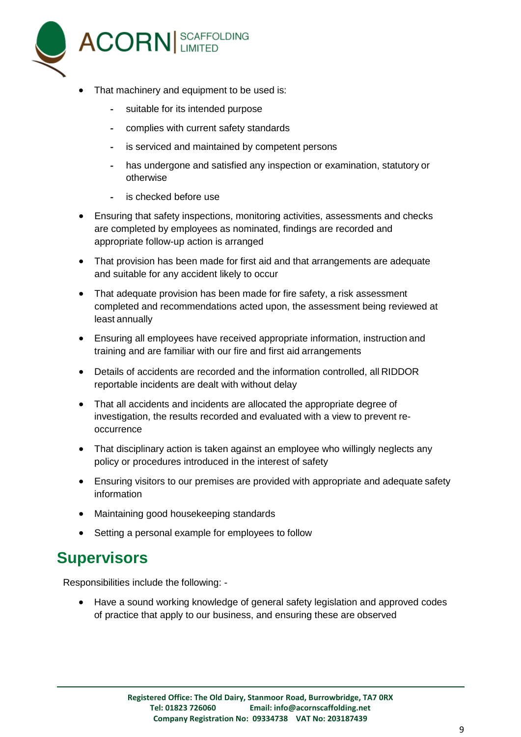- That machinery and equipment to be used is:
    - suitable for its intended purpose
    - complies with current safety standards
    - is serviced and maintained by competent persons
    - has undergone and satisfied any inspection or examination, statutory or otherwise
    - is checked before use
- Ensuring that safety inspections, monitoring activities, assessments and checks are completed by employees as nominated, findings are recorded and appropriate follow-up action is arranged
- That provision has been made for first aid and that arrangements are adequate and suitable for any accident likely to occur
- That adequate provision has been made for fire safety, a risk assessment completed and recommendations acted upon, the assessment being reviewed at least annually
- Ensuring all employees have received appropriate information, instruction and training and are familiar with our fire and first aid arrangements
- Details of accidents are recorded and the information controlled, all RIDDOR reportable incidents are dealt with without delay
- That all accidents and incidents are allocated the appropriate degree of investigation, the results recorded and evaluated with a view to prevent re-occurrence
- That disciplinary action is taken against an employee who willingly neglects any policy or procedures introduced in the interest of safety
- Ensuring visitors to our premises are provided with appropriate and adequate safety information
- Maintaining good housekeeping standards
- Setting a personal example for employees to follow

## Supervisors

Responsibilities include the following: -

- Have a sound working knowledge of general safety legislation and approved codes of practice that apply to our business, and ensuring these are observed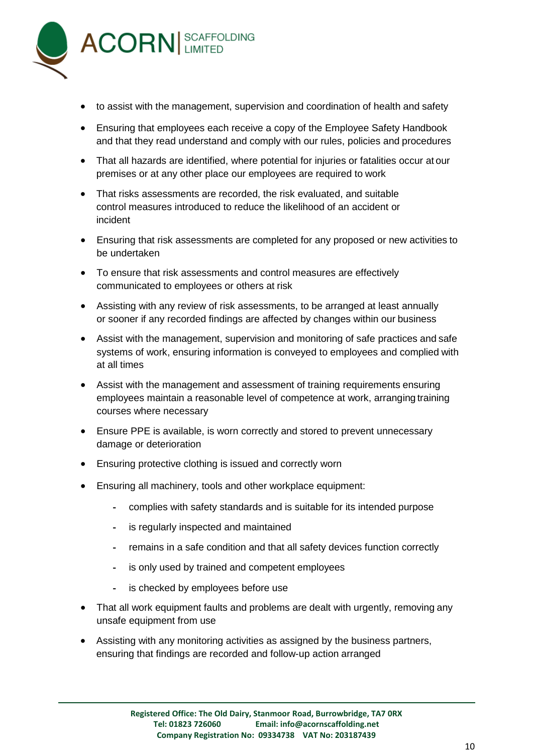- to assist with the management, supervision and coordination of health and safety
- Ensuring that employees each receive a copy of the Employee Safety Handbook and that they read understand and comply with our rules, policies and procedures
- That all hazards are identified, where potential for injuries or fatalities occur at our premises or at any other place our employees are required to work
- That risks assessments are recorded, the risk evaluated, and suitable control measures introduced to reduce the likelihood of an accident or incident
- Ensuring that risk assessments are completed for any proposed or new activities to be undertaken
- To ensure that risk assessments and control measures are effectively communicated to employees or others at risk
- Assisting with any review of risk assessments, to be arranged at least annually or sooner if any recorded findings are affected by changes within our business
- Assist with the management, supervision and monitoring of safe practices and safe systems of work, ensuring information is conveyed to employees and complied with at all times
- Assist with the management and assessment of training requirements ensuring employees maintain a reasonable level of competence at work, arranging training courses where necessary
- Ensure PPE is available, is worn correctly and stored to prevent unnecessary damage or deterioration
- Ensuring protective clothing is issued and correctly worn
- Ensuring all machinery, tools and other workplace equipment:
    - complies with safety standards and is suitable for its intended purpose
    - is regularly inspected and maintained
    - remains in a safe condition and that all safety devices function correctly
    - is only used by trained and competent employees
    - is checked by employees before use
- That all work equipment faults and problems are dealt with urgently, removing any unsafe equipment from use
- Assisting with any monitoring activities as assigned by the business partners, ensuring that findings are recorded and follow-up action arranged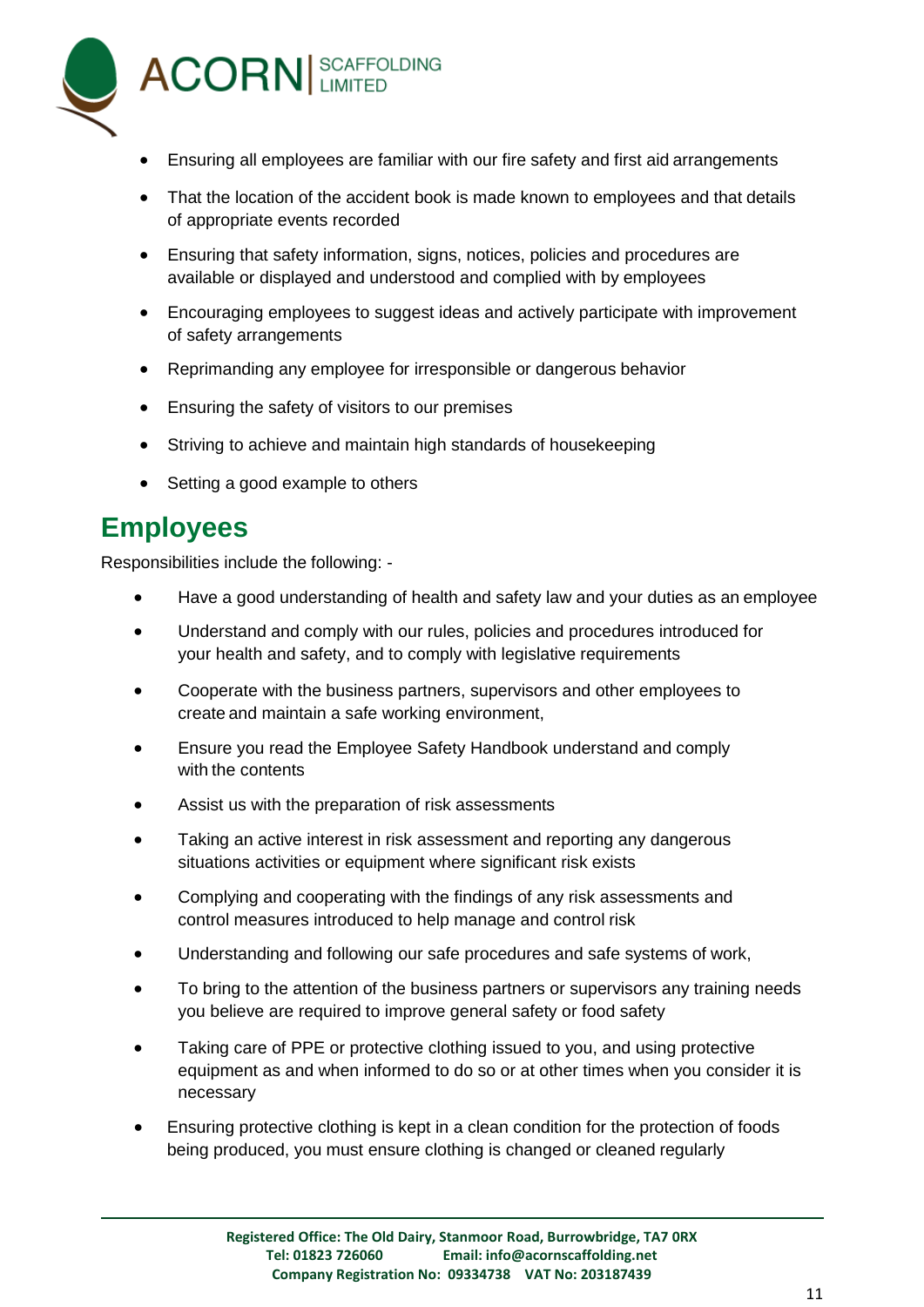- Ensuring all employees are familiar with our fire safety and first aid arrangements
- That the location of the accident book is made known to employees and that details of appropriate events recorded
- Ensuring that safety information, signs, notices, policies and procedures are available or displayed and understood and complied with by employees
- Encouraging employees to suggest ideas and actively participate with improvement of safety arrangements
- Reprimanding any employee for irresponsible or dangerous behavior
- Ensuring the safety of visitors to our premises
- Striving to achieve and maintain high standards of housekeeping
- Setting a good example to others

## Employees

Responsibilities include the following: -

- Have a good understanding of health and safety law and your duties as an employee
- Understand and comply with our rules, policies and procedures introduced for your health and safety, and to comply with legislative requirements
- Cooperate with the business partners, supervisors and other employees to create and maintain a safe working environment,
- Ensure you read the Employee Safety Handbook understand and comply with the contents
- Assist us with the preparation of risk assessments
- Taking an active interest in risk assessment and reporting any dangerous situations activities or equipment where significant risk exists
- Complying and cooperating with the findings of any risk assessments and control measures introduced to help manage and control risk
- Understanding and following our safe procedures and safe systems of work,
- To bring to the attention of the business partners or supervisors any training needs you believe are required to improve general safety or food safety
- Taking care of PPE or protective clothing issued to you, and using protective equipment as and when informed to do so or at other times when you consider it is necessary
- Ensuring protective clothing is kept in a clean condition for the protection of foods being produced, you must ensure clothing is changed or cleaned regularly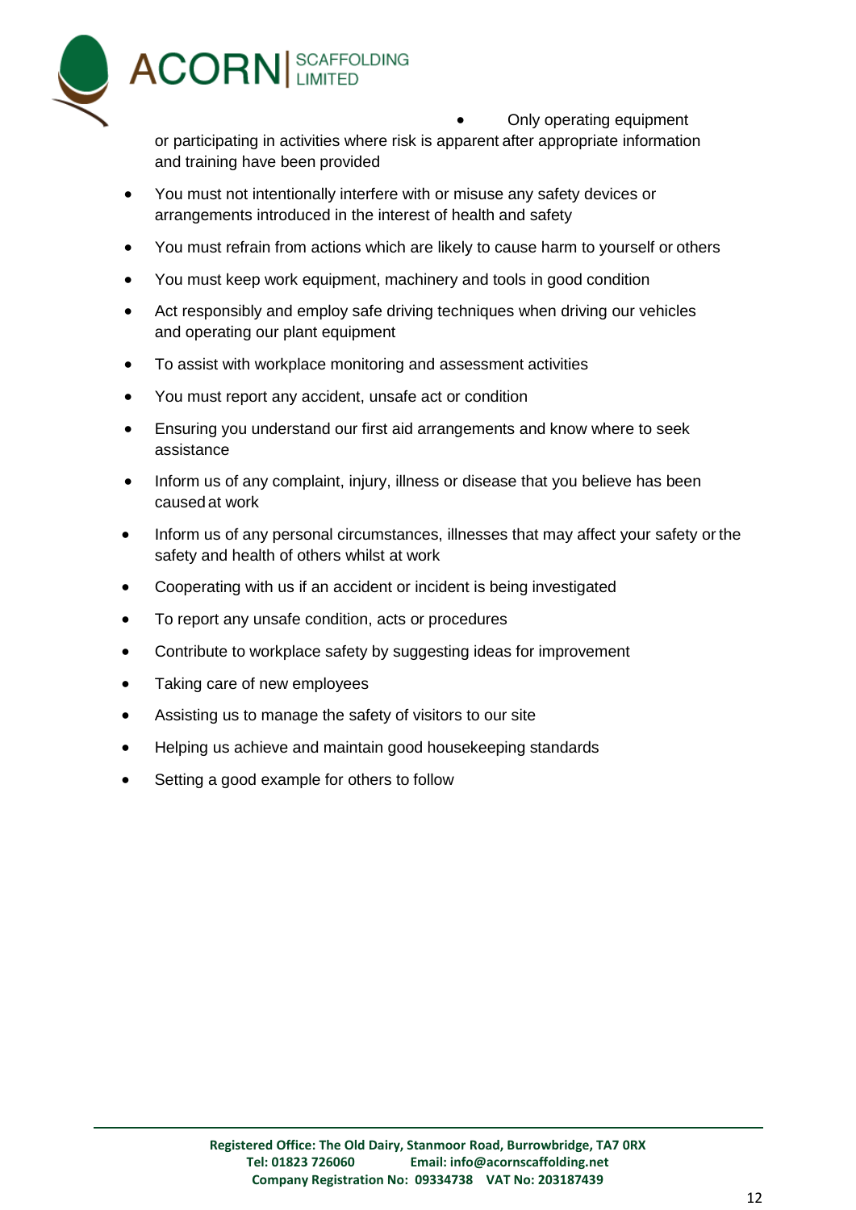- Only operating equipment or participating in activities where risk is apparent after appropriate information and training have been provided
- You must not intentionally interfere with or misuse any safety devices or arrangements introduced in the interest of health and safety
- You must refrain from actions which are likely to cause harm to yourself or others
- You must keep work equipment, machinery and tools in good condition
- Act responsibly and employ safe driving techniques when driving our vehicles and operating our plant equipment
- To assist with workplace monitoring and assessment activities
- You must report any accident, unsafe act or condition
- Ensuring you understand our first aid arrangements and know where to seek assistance
- Inform us of any complaint, injury, illness or disease that you believe has been caused at work
- Inform us of any personal circumstances, illnesses that may affect your safety or the safety and health of others whilst at work
- Cooperating with us if an accident or incident is being investigated
- To report any unsafe condition, acts or procedures
- Contribute to workplace safety by suggesting ideas for improvement
- Taking care of new employees
- Assisting us to manage the safety of visitors to our site
- Helping us achieve and maintain good housekeeping standards
- Setting a good example for others to follow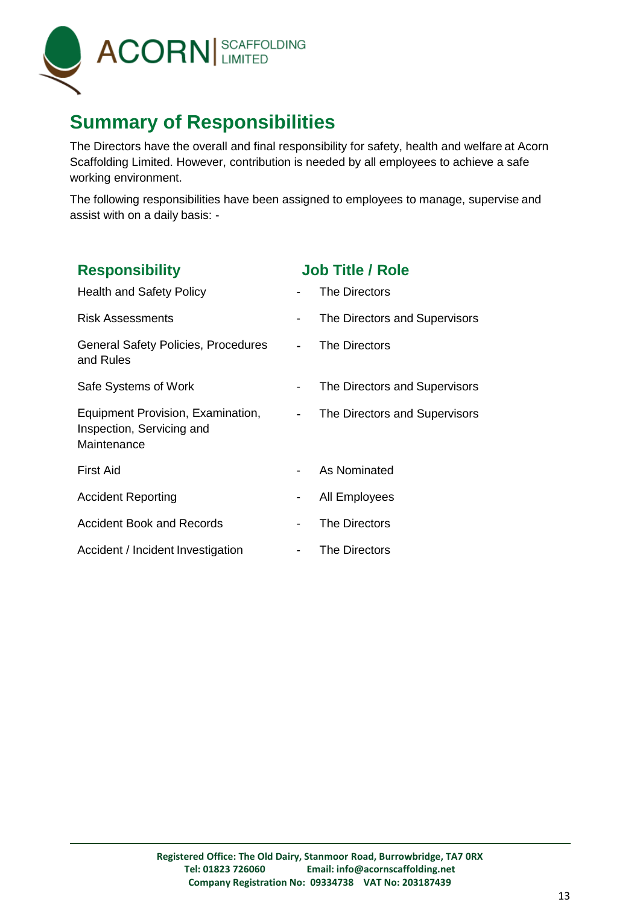## Summary of Responsibilities

The Directors have the overall and final responsibility for safety, health and welfare at Acorn Scaffolding Limited. However, contribution is needed by all employees to achieve a safe working environment.

The following responsibilities have been assigned to employees to manage, supervise and assist with on a daily basis: -

| Responsibility | Job Title / Role |
|---|---|
| Health and Safety Policy | The Directors |
| Risk Assessments | The Directors and Supervisors |
| General Safety Policies, Procedures and Rules | The Directors |
| Safe Systems of Work | The Directors and Supervisors |
| Equipment Provision, Examination, Inspection, Servicing and Maintenance | The Directors and Supervisors |
| First Aid | As Nominated |
| Accident Reporting | All Employees |
| Accident Book and Records | The Directors |
| Accident / Incident Investigation | The Directors |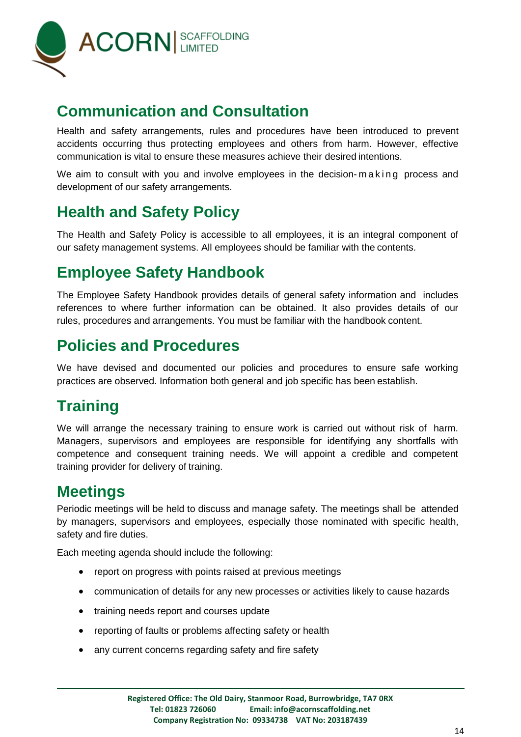## Communication and Consultation

Health and safety arrangements, rules and procedures have been introduced to prevent accidents occurring thus protecting employees and others from harm. However, effective communication is vital to ensure these measures achieve their desired intentions.

We aim to consult with you and involve employees in the decision-making process and development of our safety arrangements.

## Health and Safety Policy

The Health and Safety Policy is accessible to all employees, it is an integral component of our safety management systems. All employees should be familiar with the contents.

## Employee Safety Handbook

The Employee Safety Handbook provides details of general safety information and includes references to where further information can be obtained. It also provides details of our rules, procedures and arrangements. You must be familiar with the handbook content.

## Policies and Procedures

We have devised and documented our policies and procedures to ensure safe working practices are observed. Information both general and job specific has been establish.

## Training

We will arrange the necessary training to ensure work is carried out without risk of harm. Managers, supervisors and employees are responsible for identifying any shortfalls with competence and consequent training needs. We will appoint a credible and competent training provider for delivery of training.

## Meetings

Periodic meetings will be held to discuss and manage safety. The meetings shall be attended by managers, supervisors and employees, especially those nominated with specific health, safety and fire duties.

Each meeting agenda should include the following:

- report on progress with points raised at previous meetings
- communication of details for any new processes or activities likely to cause hazards
- training needs report and courses update
- reporting of faults or problems affecting safety or health
- any current concerns regarding safety and fire safety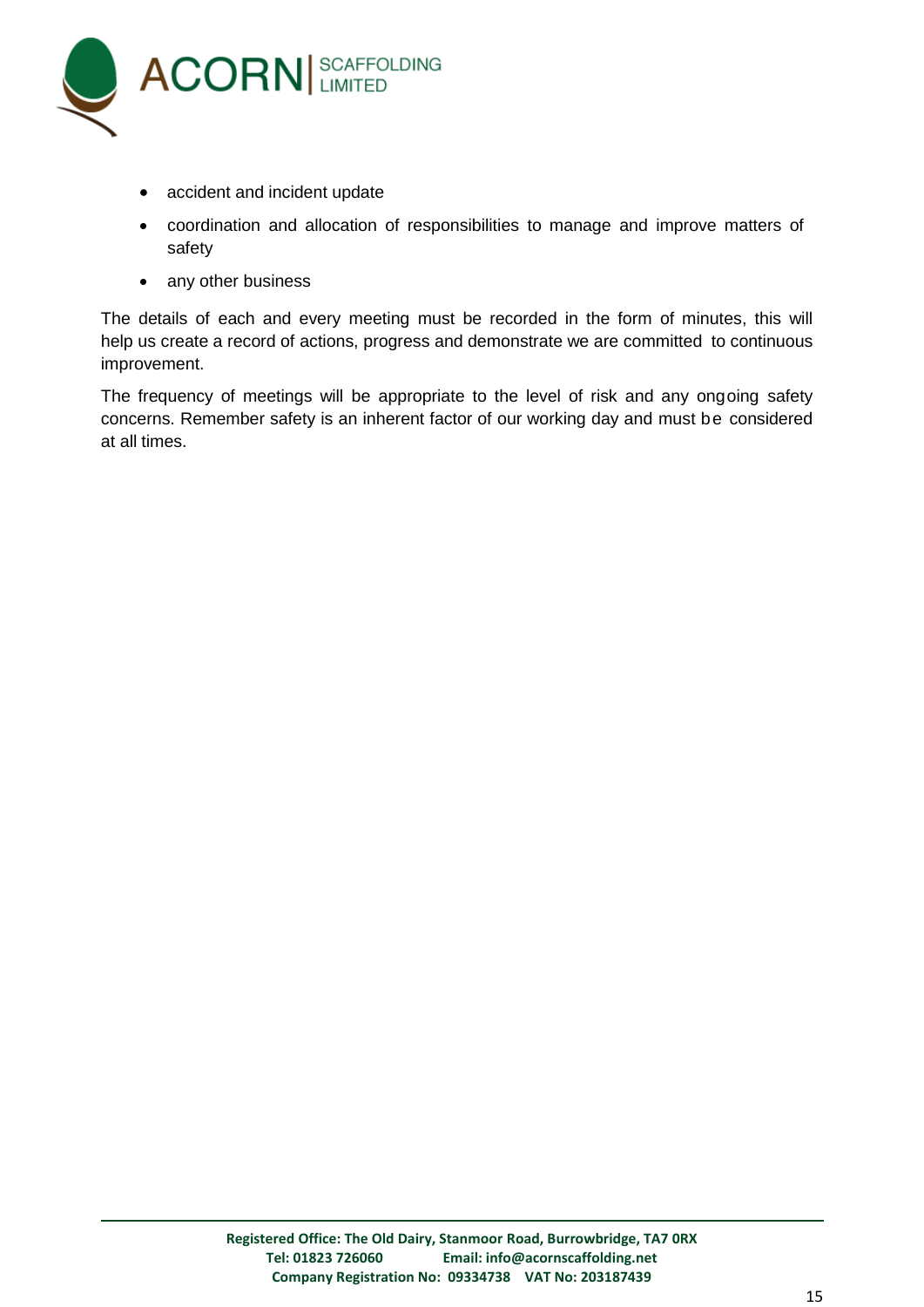- accident and incident update
- coordination and allocation of responsibilities to manage and improve matters of safety
- any other business

The details of each and every meeting must be recorded in the form of minutes, this will help us create a record of actions, progress and demonstrate we are committed to continuous improvement.

The frequency of meetings will be appropriate to the level of risk and any ongoing safety concerns. Remember safety is an inherent factor of our working day and must be considered at all times.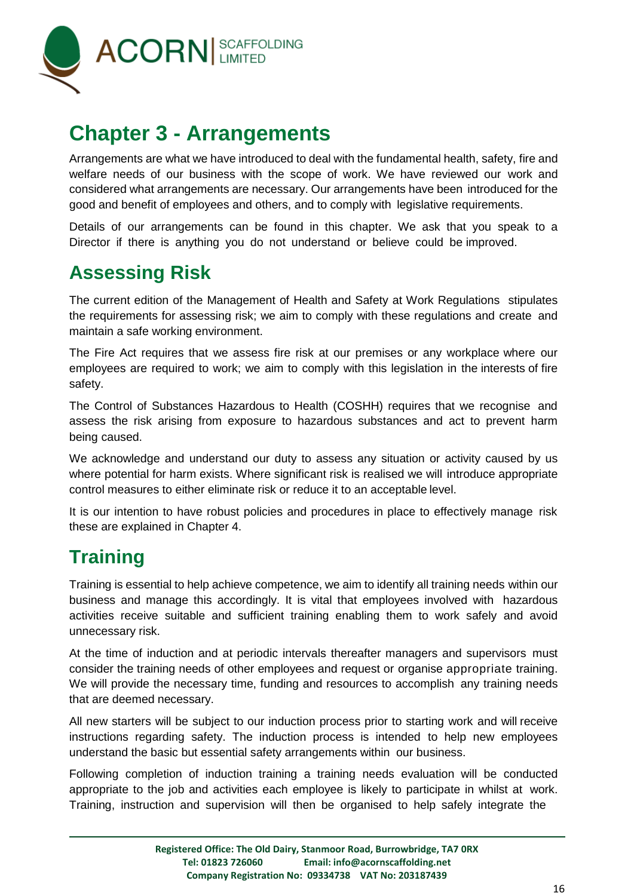# Chapter 3 - Arrangements

Arrangements are what we have introduced to deal with the fundamental health, safety, fire and welfare needs of our business with the scope of work. We have reviewed our work and considered what arrangements are necessary. Our arrangements have been introduced for the good and benefit of employees and others, and to comply with legislative requirements.

Details of our arrangements can be found in this chapter. We ask that you speak to a Director if there is anything you do not understand or believe could be improved.

## Assessing Risk

The current edition of the Management of Health and Safety at Work Regulations stipulates the requirements for assessing risk; we aim to comply with these regulations and create and maintain a safe working environment.

The Fire Act requires that we assess fire risk at our premises or any workplace where our employees are required to work; we aim to comply with this legislation in the interests of fire safety.

The Control of Substances Hazardous to Health (COSHH) requires that we recognise and assess the risk arising from exposure to hazardous substances and act to prevent harm being caused.

We acknowledge and understand our duty to assess any situation or activity caused by us where potential for harm exists. Where significant risk is realised we will introduce appropriate control measures to either eliminate risk or reduce it to an acceptable level.

It is our intention to have robust policies and procedures in place to effectively manage risk these are explained in Chapter 4.

## Training

Training is essential to help achieve competence, we aim to identify all training needs within our business and manage this accordingly. It is vital that employees involved with hazardous activities receive suitable and sufficient training enabling them to work safely and avoid unnecessary risk.

At the time of induction and at periodic intervals thereafter managers and supervisors must consider the training needs of other employees and request or organise appropriate training. We will provide the necessary time, funding and resources to accomplish any training needs that are deemed necessary.

All new starters will be subject to our induction process prior to starting work and will receive instructions regarding safety. The induction process is intended to help new employees understand the basic but essential safety arrangements within our business.

Following completion of induction training a training needs evaluation will be conducted appropriate to the job and activities each employee is likely to participate in whilst at work. Training, instruction and supervision will then be organised to help safely integrate the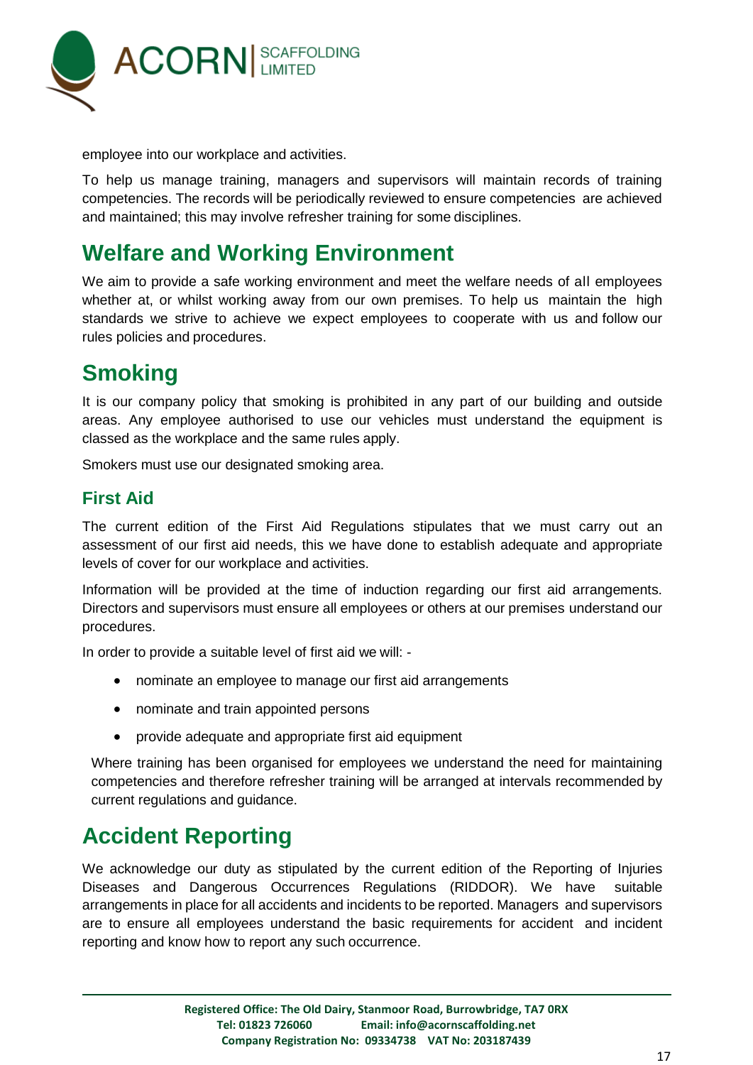employee into our workplace and activities.

To help us manage training, managers and supervisors will maintain records of training competencies. The records will be periodically reviewed to ensure competencies are achieved and maintained; this may involve refresher training for some disciplines.

## Welfare and Working Environment

We aim to provide a safe working environment and meet the welfare needs of all employees whether at, or whilst working away from our own premises. To help us maintain the high standards we strive to achieve we expect employees to cooperate with us and follow our rules policies and procedures.

## Smoking

It is our company policy that smoking is prohibited in any part of our building and outside areas. Any employee authorised to use our vehicles must understand the equipment is classed as the workplace and the same rules apply.

Smokers must use our designated smoking area.

### First Aid

The current edition of the First Aid Regulations stipulates that we must carry out an assessment of our first aid needs, this we have done to establish adequate and appropriate levels of cover for our workplace and activities.

Information will be provided at the time of induction regarding our first aid arrangements. Directors and supervisors must ensure all employees or others at our premises understand our procedures.

In order to provide a suitable level of first aid we will: -

- nominate an employee to manage our first aid arrangements
- nominate and train appointed persons
- provide adequate and appropriate first aid equipment

Where training has been organised for employees we understand the need for maintaining competencies and therefore refresher training will be arranged at intervals recommended by current regulations and guidance.

## Accident Reporting

We acknowledge our duty as stipulated by the current edition of the Reporting of Injuries Diseases and Dangerous Occurrences Regulations (RIDDOR). We have suitable arrangements in place for all accidents and incidents to be reported. Managers and supervisors are to ensure all employees understand the basic requirements for accident and incident reporting and know how to report any such occurrence.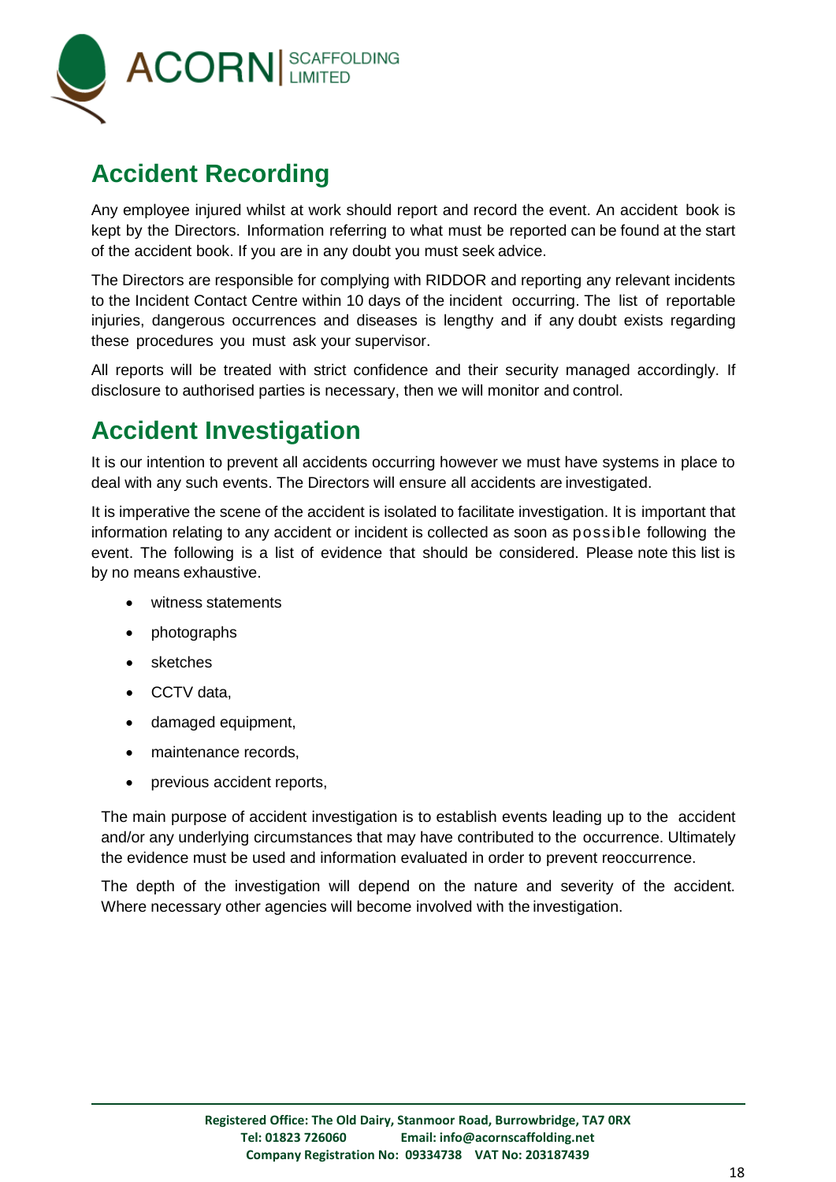## Accident Recording

Any employee injured whilst at work should report and record the event. An accident book is kept by the Directors. Information referring to what must be reported can be found at the start of the accident book. If you are in any doubt you must seek advice.

The Directors are responsible for complying with RIDDOR and reporting any relevant incidents to the Incident Contact Centre within 10 days of the incident occurring. The list of reportable injuries, dangerous occurrences and diseases is lengthy and if any doubt exists regarding these procedures you must ask your supervisor.

All reports will be treated with strict confidence and their security managed accordingly. If disclosure to authorised parties is necessary, then we will monitor and control.

## Accident Investigation

It is our intention to prevent all accidents occurring however we must have systems in place to deal with any such events. The Directors will ensure all accidents are investigated.

It is imperative the scene of the accident is isolated to facilitate investigation. It is important that information relating to any accident or incident is collected as soon as possible following the event. The following is a list of evidence that should be considered. Please note this list is by no means exhaustive.

- witness statements
- photographs
- sketches
- CCTV data,
- damaged equipment,
- maintenance records,
- previous accident reports,

The main purpose of accident investigation is to establish events leading up to the accident and/or any underlying circumstances that may have contributed to the occurrence. Ultimately the evidence must be used and information evaluated in order to prevent reoccurrence.

The depth of the investigation will depend on the nature and severity of the accident. Where necessary other agencies will become involved with the investigation.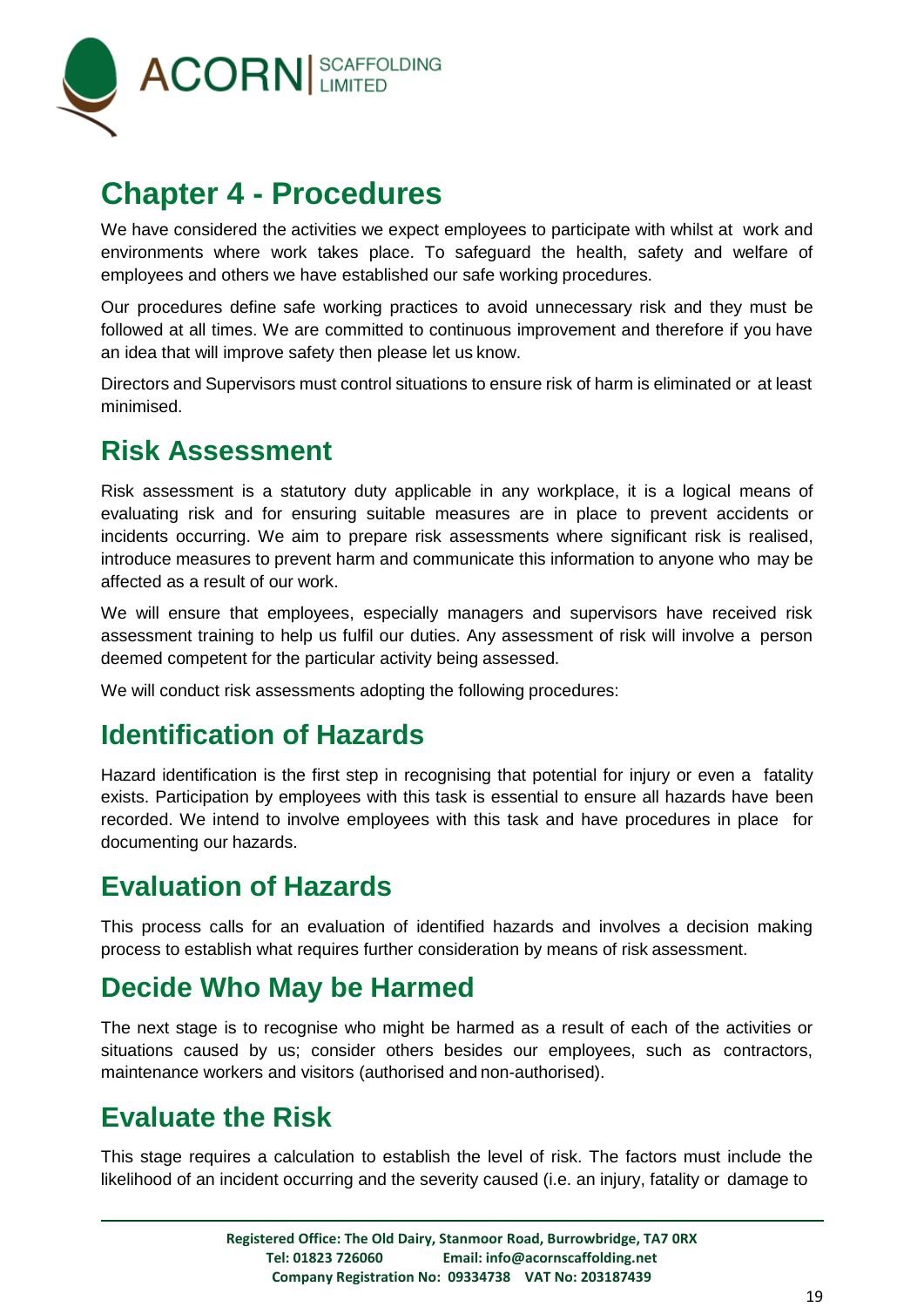# Chapter 4 - Procedures

We have considered the activities we expect employees to participate with whilst at work and environments where work takes place. To safeguard the health, safety and welfare of employees and others we have established our safe working procedures.

Our procedures define safe working practices to avoid unnecessary risk and they must be followed at all times. We are committed to continuous improvement and therefore if you have an idea that will improve safety then please let us know.

Directors and Supervisors must control situations to ensure risk of harm is eliminated or at least minimised.

## Risk Assessment

Risk assessment is a statutory duty applicable in any workplace, it is a logical means of evaluating risk and for ensuring suitable measures are in place to prevent accidents or incidents occurring. We aim to prepare risk assessments where significant risk is realised, introduce measures to prevent harm and communicate this information to anyone who may be affected as a result of our work.

We will ensure that employees, especially managers and supervisors have received risk assessment training to help us fulfil our duties. Any assessment of risk will involve a person deemed competent for the particular activity being assessed.

We will conduct risk assessments adopting the following procedures:

## Identification of Hazards

Hazard identification is the first step in recognising that potential for injury or even a fatality exists. Participation by employees with this task is essential to ensure all hazards have been recorded. We intend to involve employees with this task and have procedures in place for documenting our hazards.

## Evaluation of Hazards

This process calls for an evaluation of identified hazards and involves a decision making process to establish what requires further consideration by means of risk assessment.

## Decide Who May be Harmed

The next stage is to recognise who might be harmed as a result of each of the activities or situations caused by us; consider others besides our employees, such as contractors, maintenance workers and visitors (authorised and non-authorised).

## Evaluate the Risk

This stage requires a calculation to establish the level of risk. The factors must include the likelihood of an incident occurring and the severity caused (i.e. an injury, fatality or damage to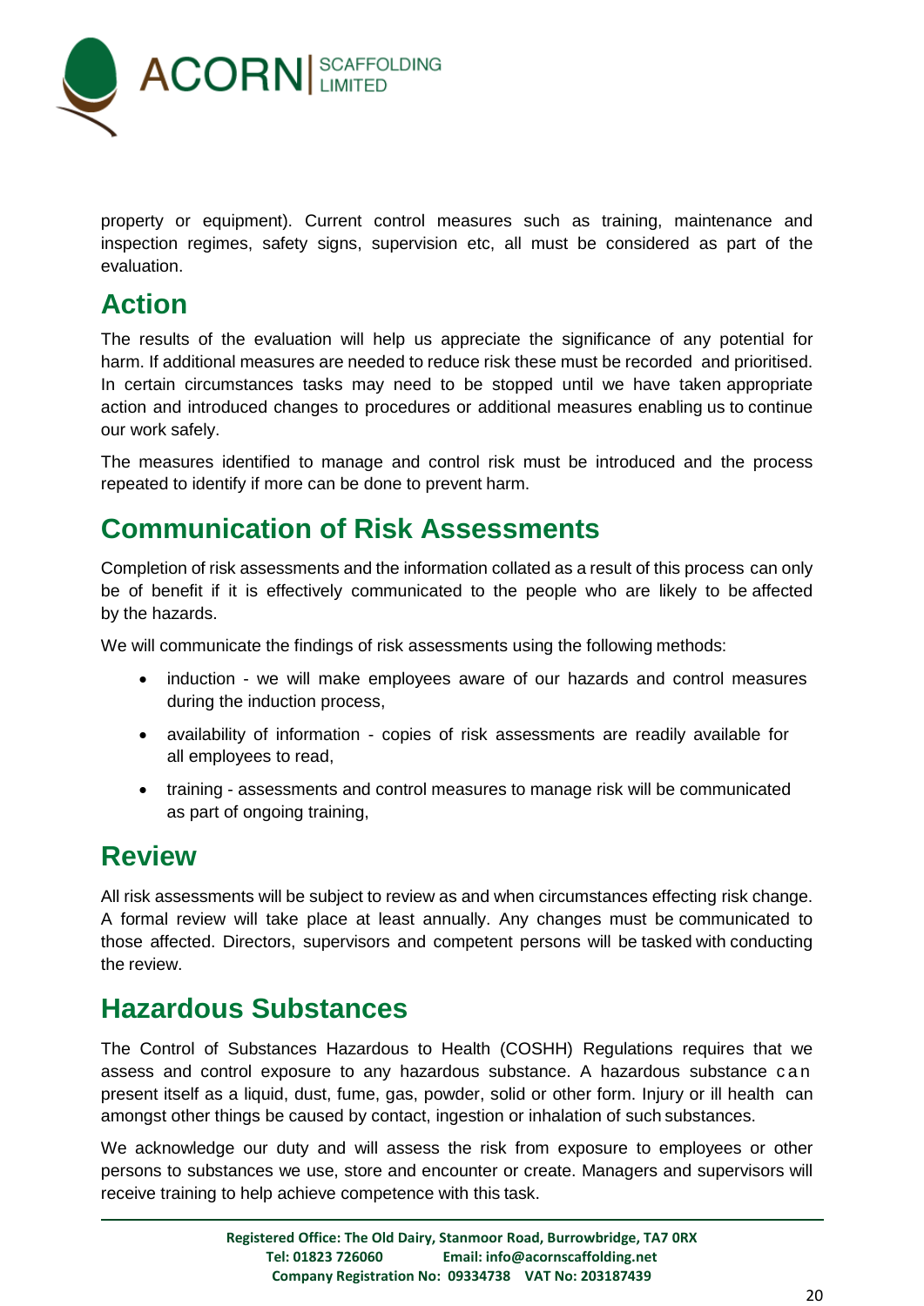property or equipment). Current control measures such as training, maintenance and inspection regimes, safety signs, supervision etc, all must be considered as part of the evaluation.

## Action

The results of the evaluation will help us appreciate the significance of any potential for harm. If additional measures are needed to reduce risk these must be recorded and prioritised. In certain circumstances tasks may need to be stopped until we have taken appropriate action and introduced changes to procedures or additional measures enabling us to continue our work safely.

The measures identified to manage and control risk must be introduced and the process repeated to identify if more can be done to prevent harm.

## Communication of Risk Assessments

Completion of risk assessments and the information collated as a result of this process can only be of benefit if it is effectively communicated to the people who are likely to be affected by the hazards.

We will communicate the findings of risk assessments using the following methods:

- induction - we will make employees aware of our hazards and control measures during the induction process,
- availability of information - copies of risk assessments are readily available for all employees to read,
- training - assessments and control measures to manage risk will be communicated as part of ongoing training,

## Review

All risk assessments will be subject to review as and when circumstances effecting risk change. A formal review will take place at least annually. Any changes must be communicated to those affected. Directors, supervisors and competent persons will be tasked with conducting the review.

## Hazardous Substances

The Control of Substances Hazardous to Health (COSHH) Regulations requires that we assess and control exposure to any hazardous substance. A hazardous substance can present itself as a liquid, dust, fume, gas, powder, solid or other form. Injury or ill health can amongst other things be caused by contact, ingestion or inhalation of such substances.

We acknowledge our duty and will assess the risk from exposure to employees or other persons to substances we use, store and encounter or create. Managers and supervisors will receive training to help achieve competence with this task.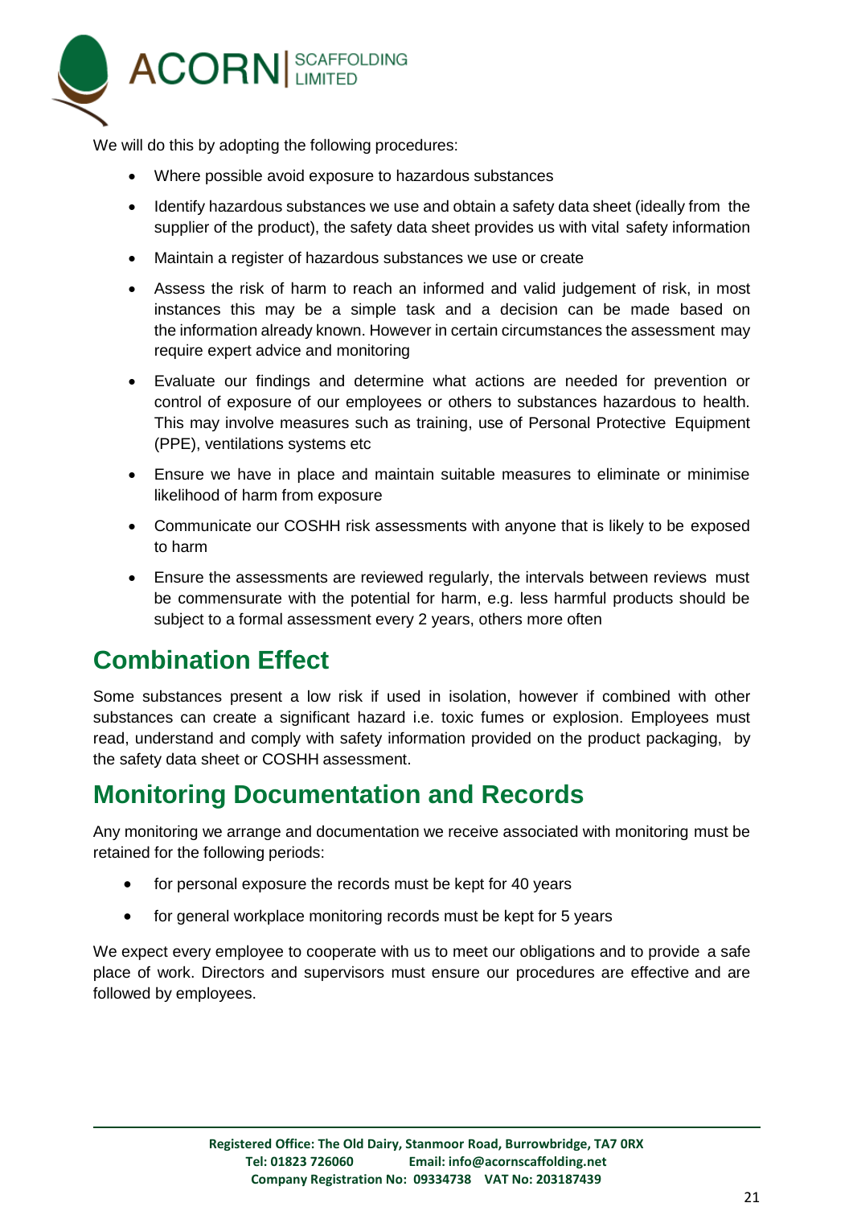We will do this by adopting the following procedures:

- Where possible avoid exposure to hazardous substances
- Identify hazardous substances we use and obtain a safety data sheet (ideally from the supplier of the product), the safety data sheet provides us with vital safety information
- Maintain a register of hazardous substances we use or create
- Assess the risk of harm to reach an informed and valid judgement of risk, in most instances this may be a simple task and a decision can be made based on the information already known. However in certain circumstances the assessment may require expert advice and monitoring
- Evaluate our findings and determine what actions are needed for prevention or control of exposure of our employees or others to substances hazardous to health. This may involve measures such as training, use of Personal Protective Equipment (PPE), ventilations systems etc
- Ensure we have in place and maintain suitable measures to eliminate or minimise likelihood of harm from exposure
- Communicate our COSHH risk assessments with anyone that is likely to be exposed to harm
- Ensure the assessments are reviewed regularly, the intervals between reviews must be commensurate with the potential for harm, e.g. less harmful products should be subject to a formal assessment every 2 years, others more often

## Combination Effect

Some substances present a low risk if used in isolation, however if combined with other substances can create a significant hazard i.e. toxic fumes or explosion. Employees must read, understand and comply with safety information provided on the product packaging, by the safety data sheet or COSHH assessment.

## Monitoring Documentation and Records

Any monitoring we arrange and documentation we receive associated with monitoring must be retained for the following periods:

- for personal exposure the records must be kept for 40 years
- for general workplace monitoring records must be kept for 5 years

We expect every employee to cooperate with us to meet our obligations and to provide a safe place of work. Directors and supervisors must ensure our procedures are effective and are followed by employees.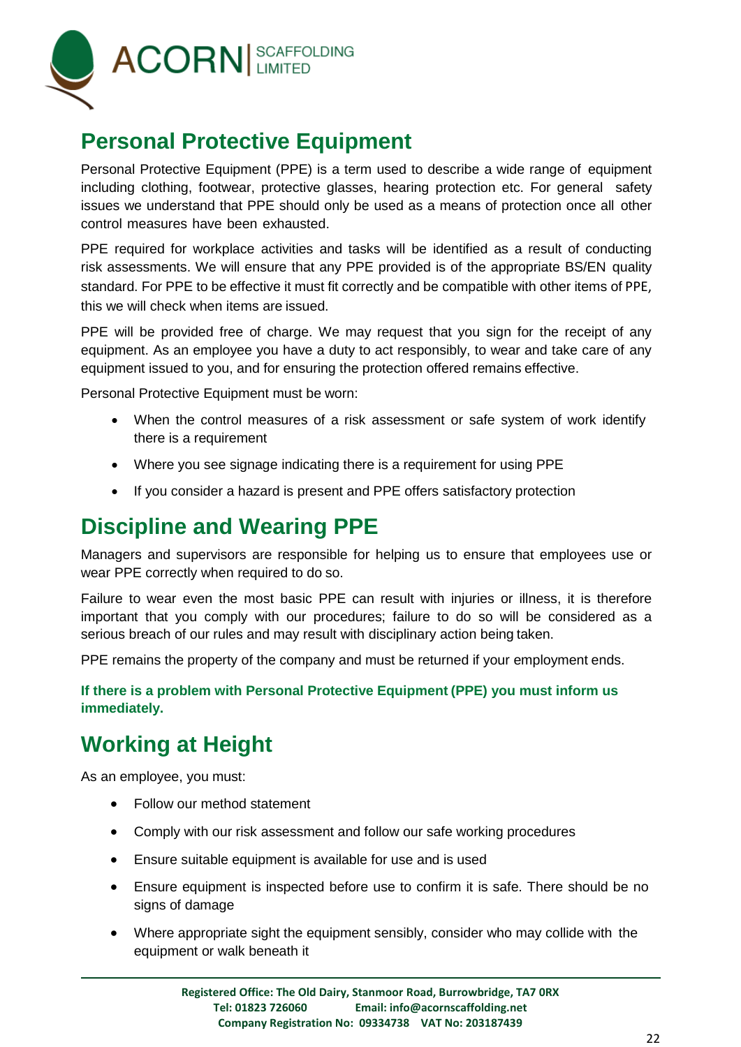## Personal Protective Equipment

Personal Protective Equipment (PPE) is a term used to describe a wide range of equipment including clothing, footwear, protective glasses, hearing protection etc. For general safety issues we understand that PPE should only be used as a means of protection once all other control measures have been exhausted.

PPE required for workplace activities and tasks will be identified as a result of conducting risk assessments. We will ensure that any PPE provided is of the appropriate BS/EN quality standard. For PPE to be effective it must fit correctly and be compatible with other items of PPE, this we will check when items are issued.

PPE will be provided free of charge. We may request that you sign for the receipt of any equipment. As an employee you have a duty to act responsibly, to wear and take care of any equipment issued to you, and for ensuring the protection offered remains effective.

Personal Protective Equipment must be worn:

- When the control measures of a risk assessment or safe system of work identify there is a requirement
- Where you see signage indicating there is a requirement for using PPE
- If you consider a hazard is present and PPE offers satisfactory protection

## Discipline and Wearing PPE

Managers and supervisors are responsible for helping us to ensure that employees use or wear PPE correctly when required to do so.

Failure to wear even the most basic PPE can result with injuries or illness, it is therefore important that you comply with our procedures; failure to do so will be considered as a serious breach of our rules and may result with disciplinary action being taken.

PPE remains the property of the company and must be returned if your employment ends.

**If there is a problem with Personal Protective Equipment (PPE) you must inform us immediately.**

## Working at Height

As an employee, you must:

- Follow our method statement
- Comply with our risk assessment and follow our safe working procedures
- Ensure suitable equipment is available for use and is used
- Ensure equipment is inspected before use to confirm it is safe. There should be no signs of damage
- Where appropriate sight the equipment sensibly, consider who may collide with the equipment or walk beneath it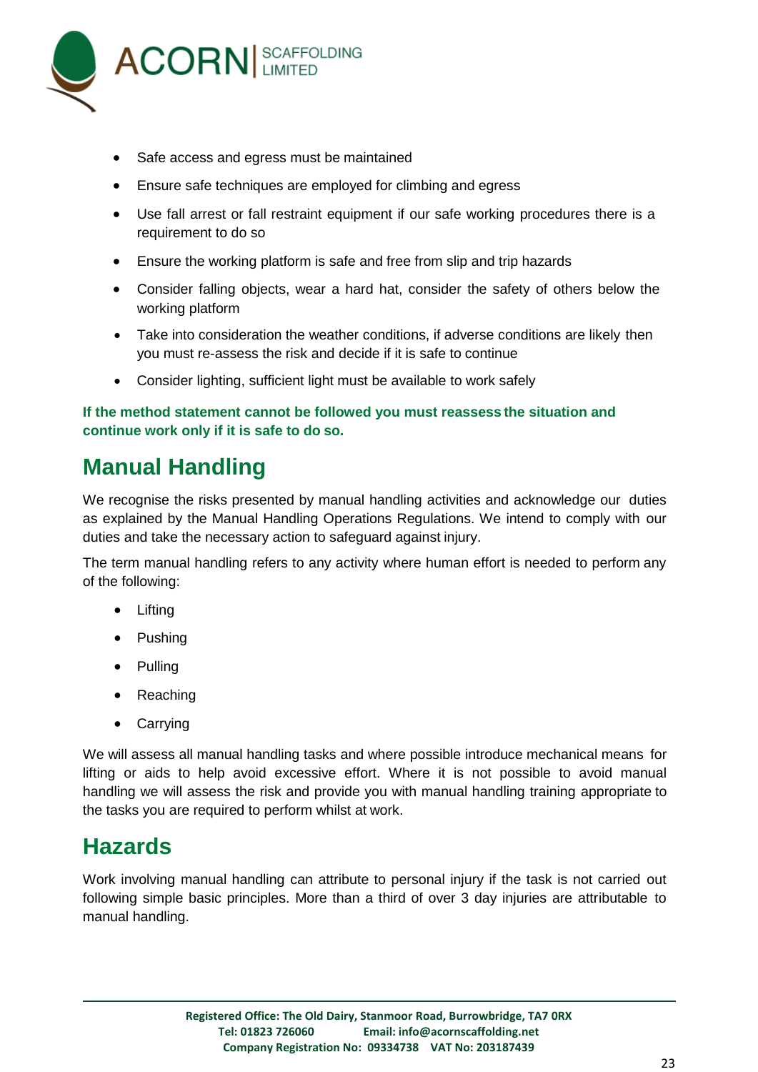- Safe access and egress must be maintained
- Ensure safe techniques are employed for climbing and egress
- Use fall arrest or fall restraint equipment if our safe working procedures there is a requirement to do so
- Ensure the working platform is safe and free from slip and trip hazards
- Consider falling objects, wear a hard hat, consider the safety of others below the working platform
- Take into consideration the weather conditions, if adverse conditions are likely then you must re-assess the risk and decide if it is safe to continue
- Consider lighting, sufficient light must be available to work safely

**If the method statement cannot be followed you must reassess the situation and continue work only if it is safe to do so.**

## Manual Handling

We recognise the risks presented by manual handling activities and acknowledge our duties as explained by the Manual Handling Operations Regulations. We intend to comply with our duties and take the necessary action to safeguard against injury.

The term manual handling refers to any activity where human effort is needed to perform any of the following:

- Lifting
- Pushing
- Pulling
- Reaching
- Carrying

We will assess all manual handling tasks and where possible introduce mechanical means for lifting or aids to help avoid excessive effort. Where it is not possible to avoid manual handling we will assess the risk and provide you with manual handling training appropriate to the tasks you are required to perform whilst at work.

## Hazards

Work involving manual handling can attribute to personal injury if the task is not carried out following simple basic principles. More than a third of over 3 day injuries are attributable to manual handling.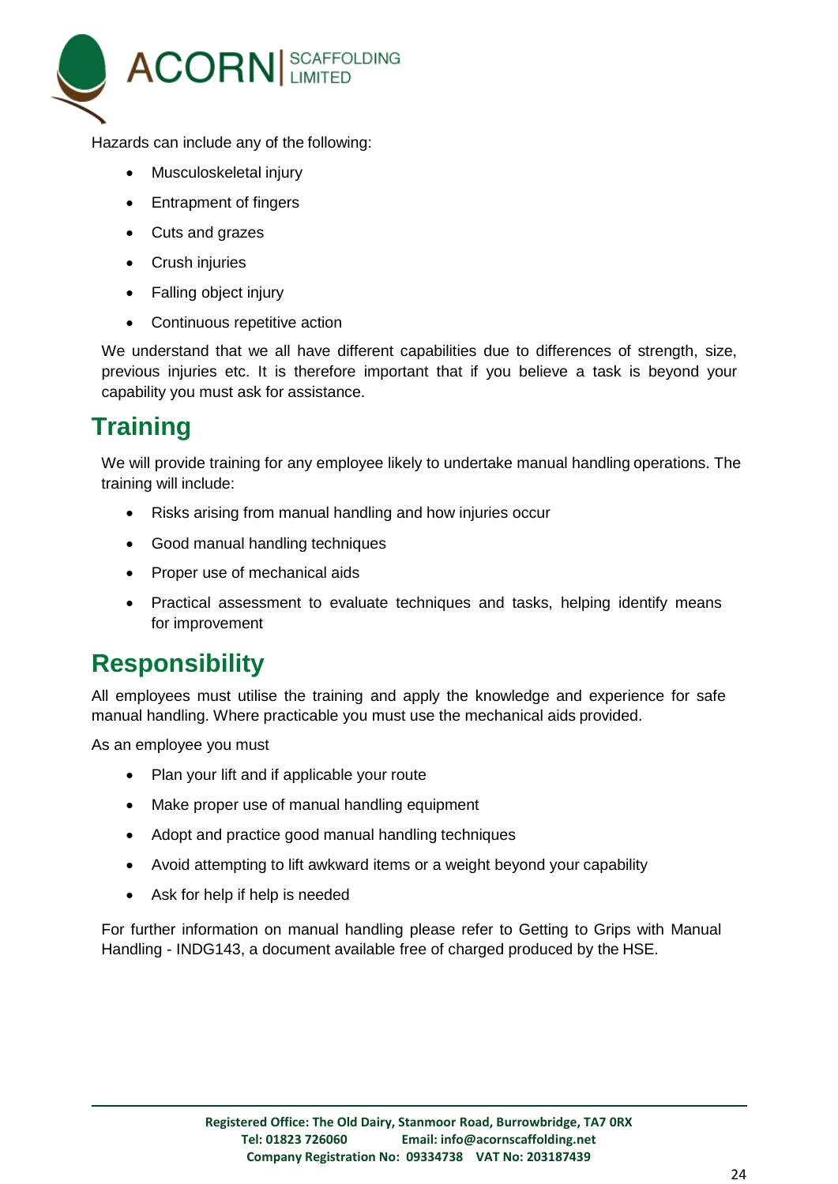Hazards can include any of the following:

- Musculoskeletal injury
- Entrapment of fingers
- Cuts and grazes
- Crush injuries
- Falling object injury
- Continuous repetitive action

We understand that we all have different capabilities due to differences of strength, size, previous injuries etc. It is therefore important that if you believe a task is beyond your capability you must ask for assistance.

## Training

We will provide training for any employee likely to undertake manual handling operations. The training will include:

- Risks arising from manual handling and how injuries occur
- Good manual handling techniques
- Proper use of mechanical aids
- Practical assessment to evaluate techniques and tasks, helping identify means for improvement

## Responsibility

All employees must utilise the training and apply the knowledge and experience for safe manual handling. Where practicable you must use the mechanical aids provided.

As an employee you must

- Plan your lift and if applicable your route
- Make proper use of manual handling equipment
- Adopt and practice good manual handling techniques
- Avoid attempting to lift awkward items or a weight beyond your capability
- Ask for help if help is needed

For further information on manual handling please refer to Getting to Grips with Manual Handling - INDG143, a document available free of charged produced by the HSE.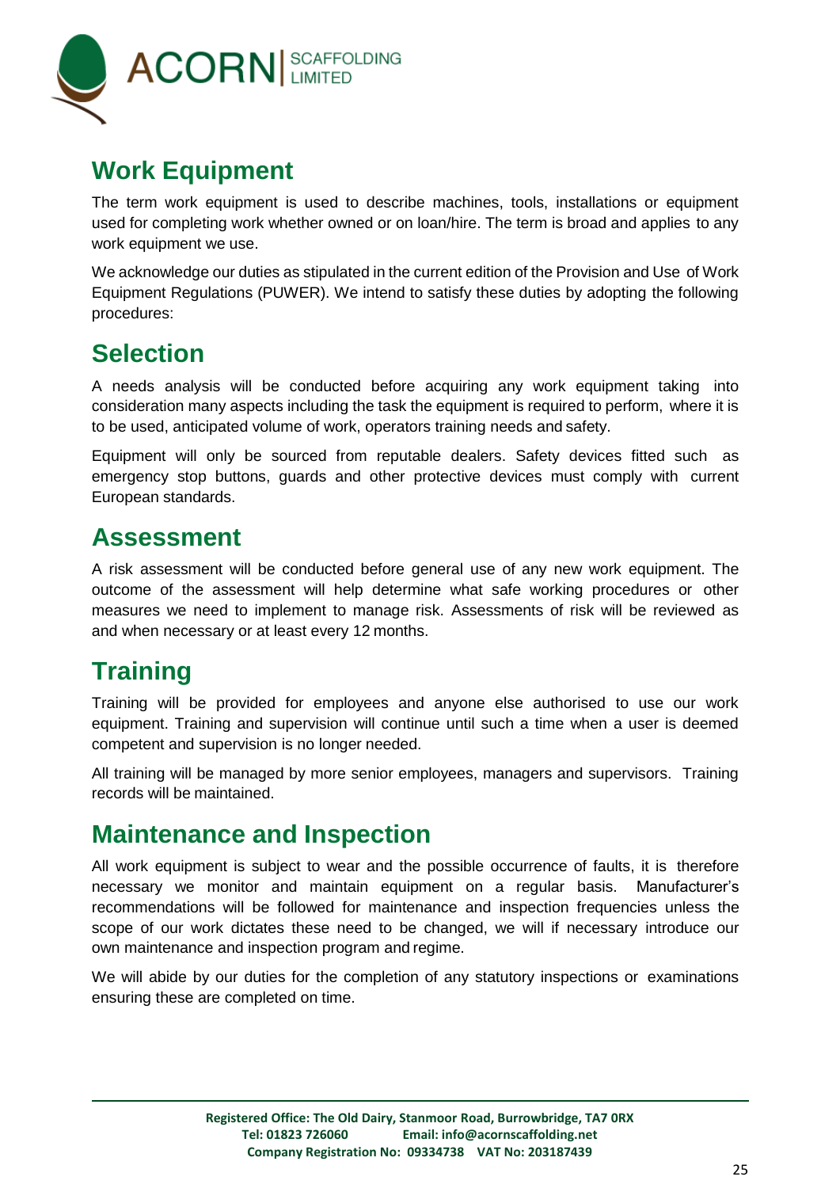## Work Equipment

The term work equipment is used to describe machines, tools, installations or equipment used for completing work whether owned or on loan/hire. The term is broad and applies to any work equipment we use.

We acknowledge our duties as stipulated in the current edition of the Provision and Use of Work Equipment Regulations (PUWER). We intend to satisfy these duties by adopting the following procedures:

## Selection

A needs analysis will be conducted before acquiring any work equipment taking into consideration many aspects including the task the equipment is required to perform, where it is to be used, anticipated volume of work, operators training needs and safety.

Equipment will only be sourced from reputable dealers. Safety devices fitted such as emergency stop buttons, guards and other protective devices must comply with current European standards.

## Assessment

A risk assessment will be conducted before general use of any new work equipment. The outcome of the assessment will help determine what safe working procedures or other measures we need to implement to manage risk. Assessments of risk will be reviewed as and when necessary or at least every 12 months.

## Training

Training will be provided for employees and anyone else authorised to use our work equipment. Training and supervision will continue until such a time when a user is deemed competent and supervision is no longer needed.

All training will be managed by more senior employees, managers and supervisors. Training records will be maintained.

## Maintenance and Inspection

All work equipment is subject to wear and the possible occurrence of faults, it is therefore necessary we monitor and maintain equipment on a regular basis. Manufacturer's recommendations will be followed for maintenance and inspection frequencies unless the scope of our work dictates these need to be changed, we will if necessary introduce our own maintenance and inspection program and regime.

We will abide by our duties for the completion of any statutory inspections or examinations ensuring these are completed on time.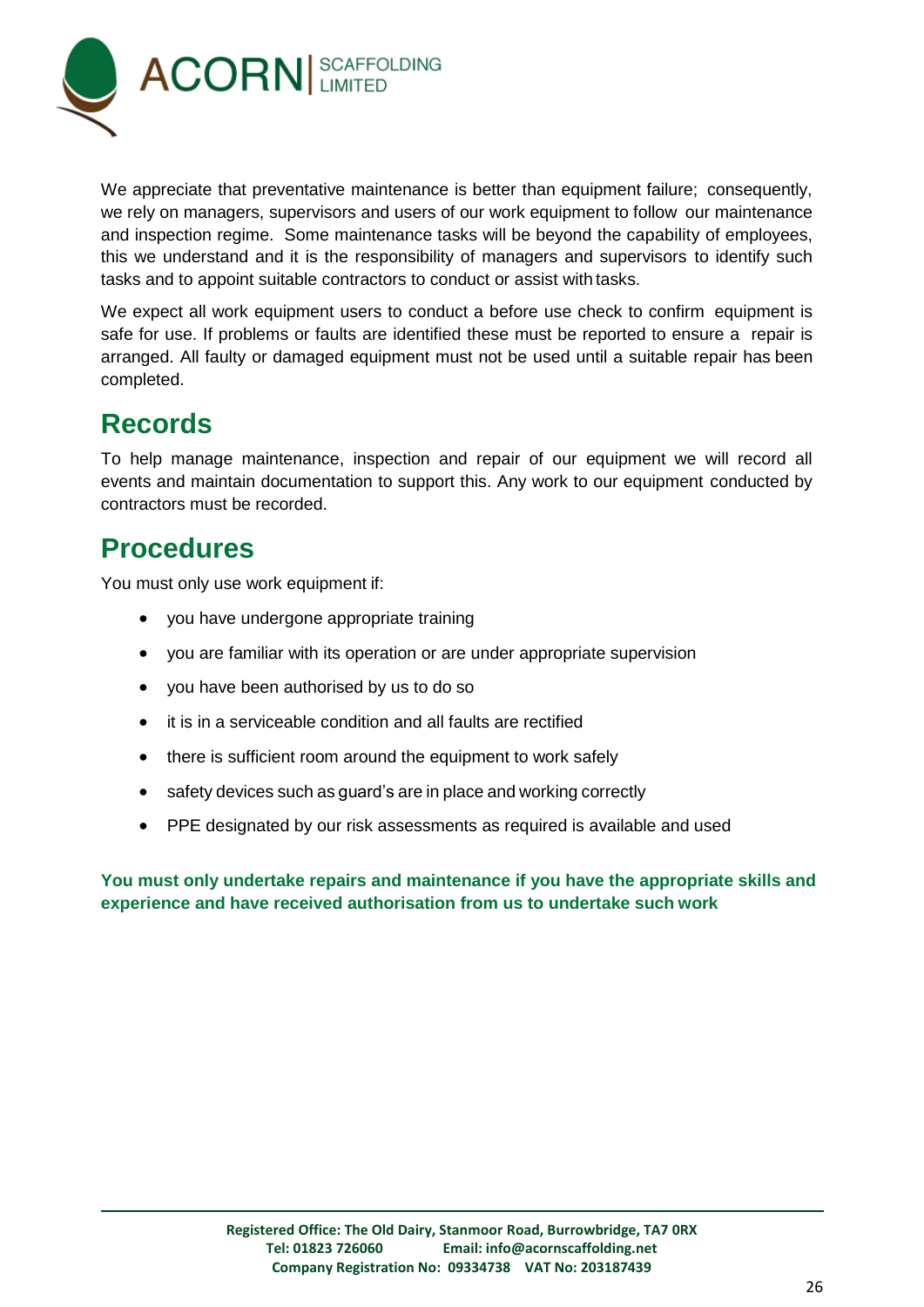We appreciate that preventative maintenance is better than equipment failure; consequently, we rely on managers, supervisors and users of our work equipment to follow our maintenance and inspection regime. Some maintenance tasks will be beyond the capability of employees, this we understand and it is the responsibility of managers and supervisors to identify such tasks and to appoint suitable contractors to conduct or assist with tasks.

We expect all work equipment users to conduct a before use check to confirm equipment is safe for use. If problems or faults are identified these must be reported to ensure a repair is arranged. All faulty or damaged equipment must not be used until a suitable repair has been completed.

## Records

To help manage maintenance, inspection and repair of our equipment we will record all events and maintain documentation to support this. Any work to our equipment conducted by contractors must be recorded.

## Procedures

You must only use work equipment if:

- you have undergone appropriate training
- you are familiar with its operation or are under appropriate supervision
- you have been authorised by us to do so
- it is in a serviceable condition and all faults are rectified
- there is sufficient room around the equipment to work safely
- safety devices such as guard's are in place and working correctly
- PPE designated by our risk assessments as required is available and used

**You must only undertake repairs and maintenance if you have the appropriate skills and experience and have received authorisation from us to undertake such work**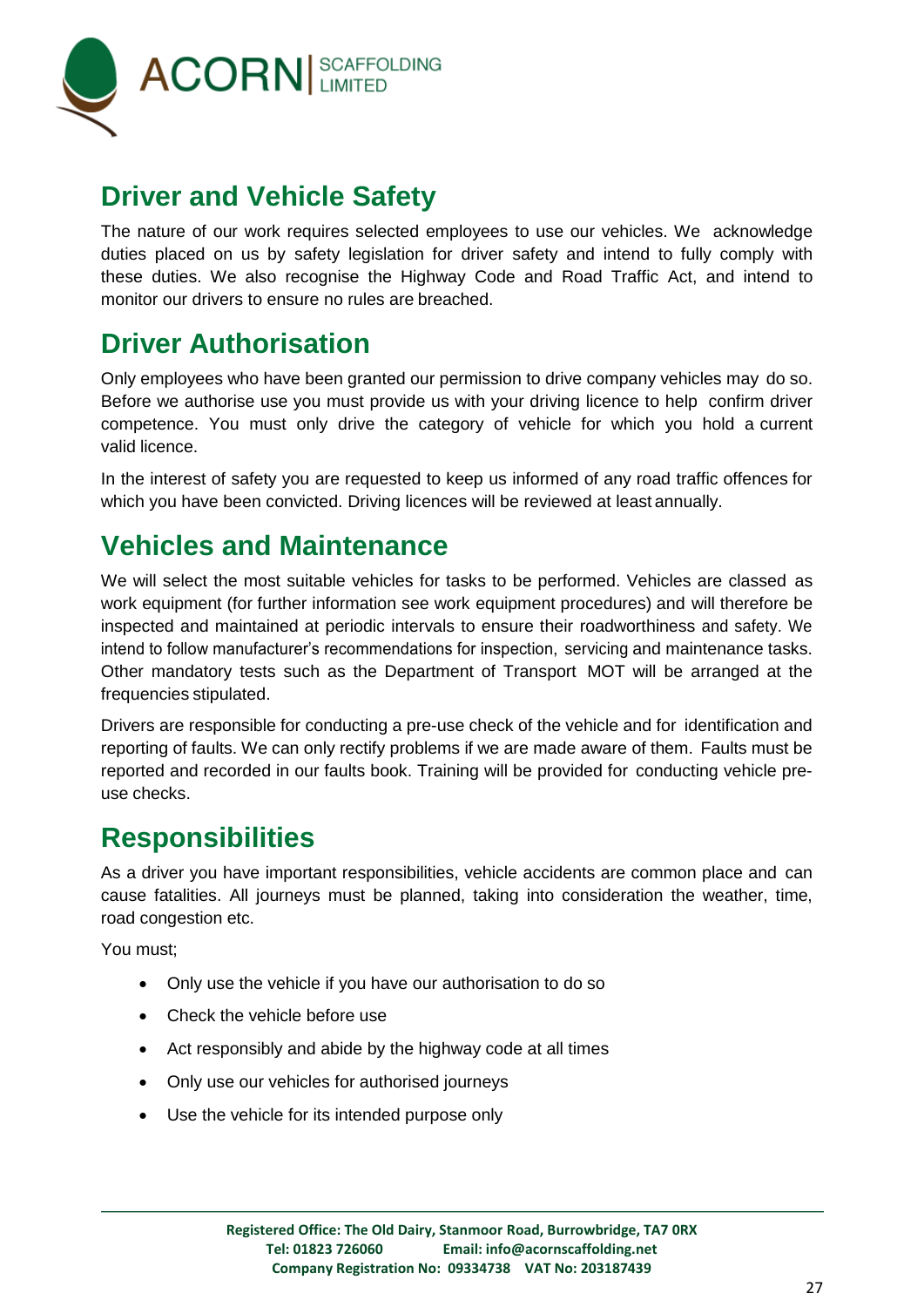## Driver and Vehicle Safety

The nature of our work requires selected employees to use our vehicles. We acknowledge duties placed on us by safety legislation for driver safety and intend to fully comply with these duties. We also recognise the Highway Code and Road Traffic Act, and intend to monitor our drivers to ensure no rules are breached.

## Driver Authorisation

Only employees who have been granted our permission to drive company vehicles may do so. Before we authorise use you must provide us with your driving licence to help confirm driver competence. You must only drive the category of vehicle for which you hold a current valid licence.

In the interest of safety you are requested to keep us informed of any road traffic offences for which you have been convicted. Driving licences will be reviewed at least annually.

## Vehicles and Maintenance

We will select the most suitable vehicles for tasks to be performed. Vehicles are classed as work equipment (for further information see work equipment procedures) and will therefore be inspected and maintained at periodic intervals to ensure their roadworthiness and safety. We intend to follow manufacturer's recommendations for inspection, servicing and maintenance tasks. Other mandatory tests such as the Department of Transport MOT will be arranged at the frequencies stipulated.

Drivers are responsible for conducting a pre-use check of the vehicle and for identification and reporting of faults. We can only rectify problems if we are made aware of them. Faults must be reported and recorded in our faults book. Training will be provided for conducting vehicle pre-use checks.

## Responsibilities

As a driver you have important responsibilities, vehicle accidents are common place and can cause fatalities. All journeys must be planned, taking into consideration the weather, time, road congestion etc.

You must;

- Only use the vehicle if you have our authorisation to do so
- Check the vehicle before use
- Act responsibly and abide by the highway code at all times
- Only use our vehicles for authorised journeys
- Use the vehicle for its intended purpose only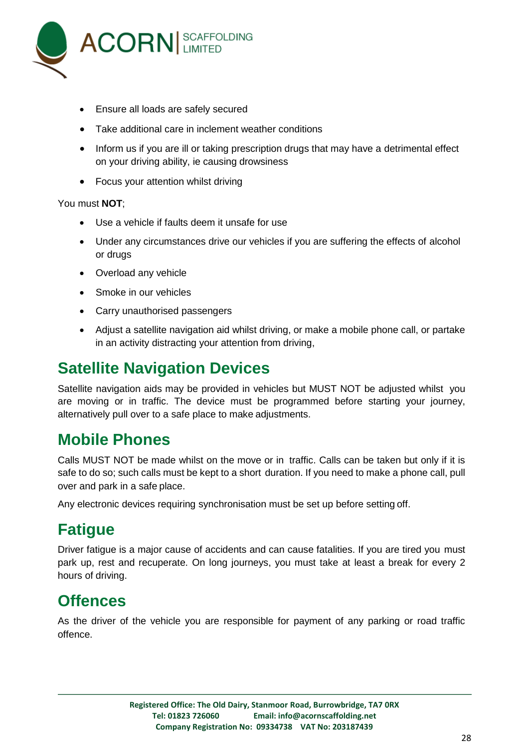- Ensure all loads are safely secured
- Take additional care in inclement weather conditions
- Inform us if you are ill or taking prescription drugs that may have a detrimental effect on your driving ability, ie causing drowsiness
- Focus your attention whilst driving

You must **NOT**;

- Use a vehicle if faults deem it unsafe for use
- Under any circumstances drive our vehicles if you are suffering the effects of alcohol or drugs
- Overload any vehicle
- Smoke in our vehicles
- Carry unauthorised passengers
- Adjust a satellite navigation aid whilst driving, or make a mobile phone call, or partake in an activity distracting your attention from driving,

## Satellite Navigation Devices

Satellite navigation aids may be provided in vehicles but MUST NOT be adjusted whilst you are moving or in traffic. The device must be programmed before starting your journey, alternatively pull over to a safe place to make adjustments.

## Mobile Phones

Calls MUST NOT be made whilst on the move or in traffic. Calls can be taken but only if it is safe to do so; such calls must be kept to a short duration. If you need to make a phone call, pull over and park in a safe place.

Any electronic devices requiring synchronisation must be set up before setting off.

## Fatigue

Driver fatigue is a major cause of accidents and can cause fatalities. If you are tired you must park up, rest and recuperate. On long journeys, you must take at least a break for every 2 hours of driving.

## Offences

As the driver of the vehicle you are responsible for payment of any parking or road traffic offence.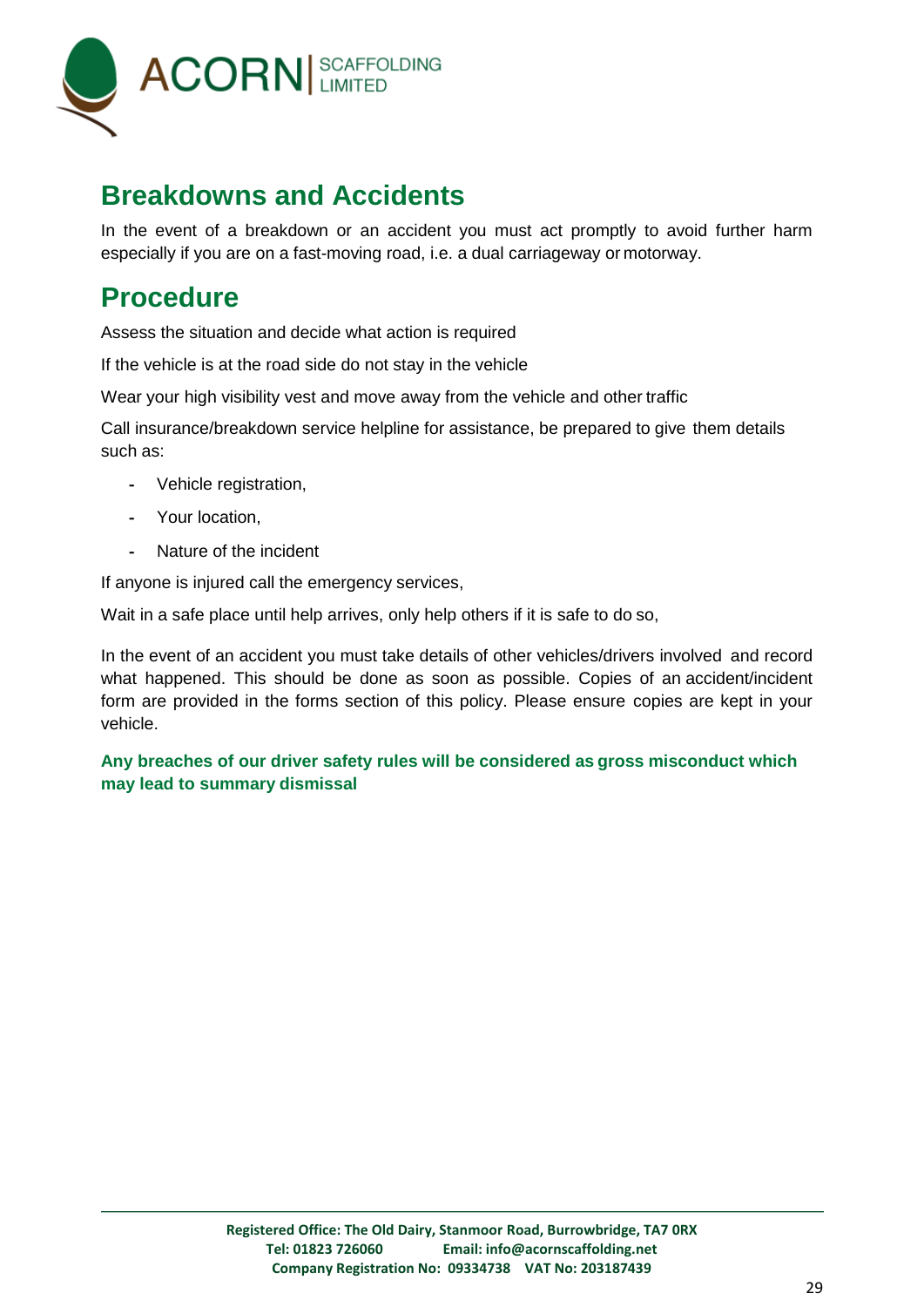## Breakdowns and Accidents

In the event of a breakdown or an accident you must act promptly to avoid further harm especially if you are on a fast-moving road, i.e. a dual carriageway or motorway.

## Procedure

Assess the situation and decide what action is required

If the vehicle is at the road side do not stay in the vehicle

Wear your high visibility vest and move away from the vehicle and other traffic

Call insurance/breakdown service helpline for assistance, be prepared to give them details such as:

- Vehicle registration,
- Your location,
- Nature of the incident

If anyone is injured call the emergency services,

Wait in a safe place until help arrives, only help others if it is safe to do so,

In the event of an accident you must take details of other vehicles/drivers involved and record what happened. This should be done as soon as possible. Copies of an accident/incident form are provided in the forms section of this policy. Please ensure copies are kept in your vehicle.

**Any breaches of our driver safety rules will be considered as gross misconduct which may lead to summary dismissal**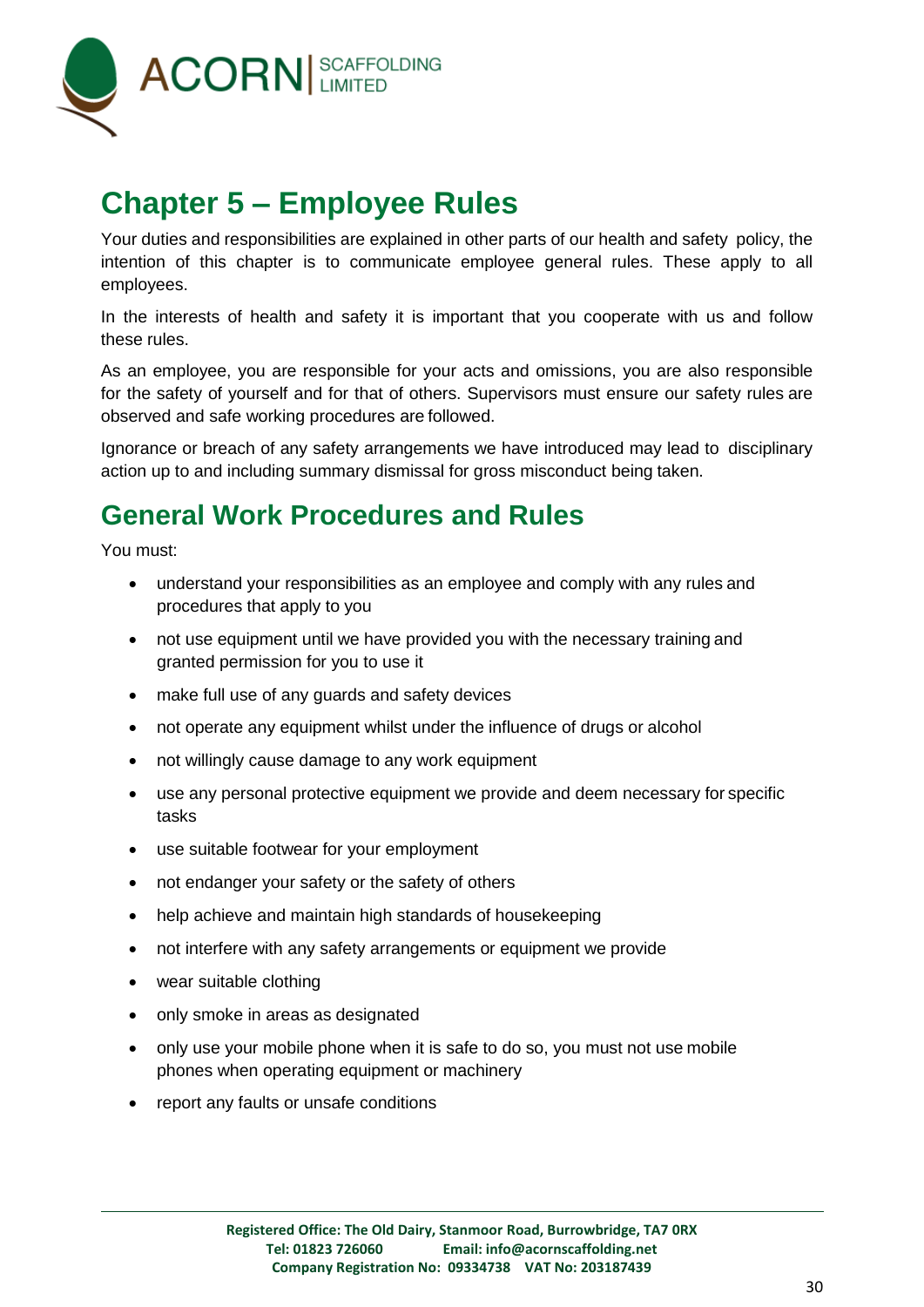# Chapter 5 – Employee Rules

Your duties and responsibilities are explained in other parts of our health and safety policy, the intention of this chapter is to communicate employee general rules. These apply to all employees.

In the interests of health and safety it is important that you cooperate with us and follow these rules.

As an employee, you are responsible for your acts and omissions, you are also responsible for the safety of yourself and for that of others. Supervisors must ensure our safety rules are observed and safe working procedures are followed.

Ignorance or breach of any safety arrangements we have introduced may lead to disciplinary action up to and including summary dismissal for gross misconduct being taken.

## General Work Procedures and Rules

You must:

- understand your responsibilities as an employee and comply with any rules and procedures that apply to you
- not use equipment until we have provided you with the necessary training and granted permission for you to use it
- make full use of any guards and safety devices
- not operate any equipment whilst under the influence of drugs or alcohol
- not willingly cause damage to any work equipment
- use any personal protective equipment we provide and deem necessary for specific tasks
- use suitable footwear for your employment
- not endanger your safety or the safety of others
- help achieve and maintain high standards of housekeeping
- not interfere with any safety arrangements or equipment we provide
- wear suitable clothing
- only smoke in areas as designated
- only use your mobile phone when it is safe to do so, you must not use mobile phones when operating equipment or machinery
- report any faults or unsafe conditions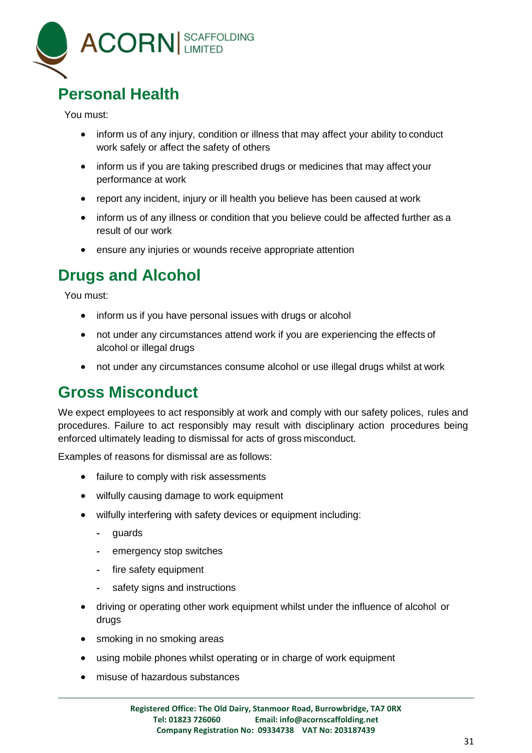## Personal Health

You must:

- inform us of any injury, condition or illness that may affect your ability to conduct work safely or affect the safety of others
- inform us if you are taking prescribed drugs or medicines that may affect your performance at work
- report any incident, injury or ill health you believe has been caused at work
- inform us of any illness or condition that you believe could be affected further as a result of our work
- ensure any injuries or wounds receive appropriate attention

## Drugs and Alcohol

You must:

- inform us if you have personal issues with drugs or alcohol
- not under any circumstances attend work if you are experiencing the effects of alcohol or illegal drugs
- not under any circumstances consume alcohol or use illegal drugs whilst at work

## Gross Misconduct

We expect employees to act responsibly at work and comply with our safety polices, rules and procedures. Failure to act responsibly may result with disciplinary action procedures being enforced ultimately leading to dismissal for acts of gross misconduct.

Examples of reasons for dismissal are as follows:

- failure to comply with risk assessments
- wilfully causing damage to work equipment
- wilfully interfering with safety devices or equipment including:
  - guards
  - emergency stop switches
  - fire safety equipment
  - safety signs and instructions
- driving or operating other work equipment whilst under the influence of alcohol or drugs
- smoking in no smoking areas
- using mobile phones whilst operating or in charge of work equipment
- misuse of hazardous substances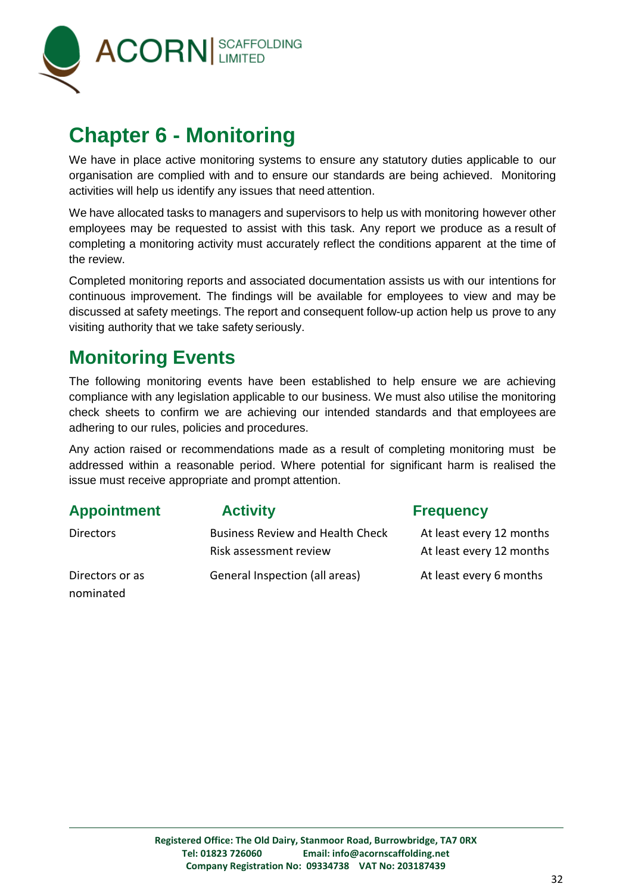# Chapter 6 - Monitoring

We have in place active monitoring systems to ensure any statutory duties applicable to our organisation are complied with and to ensure our standards are being achieved. Monitoring activities will help us identify any issues that need attention.

We have allocated tasks to managers and supervisors to help us with monitoring however other employees may be requested to assist with this task. Any report we produce as a result of completing a monitoring activity must accurately reflect the conditions apparent at the time of the review.

Completed monitoring reports and associated documentation assists us with our intentions for continuous improvement. The findings will be available for employees to view and may be discussed at safety meetings. The report and consequent follow-up action help us prove to any visiting authority that we take safety seriously.

## Monitoring Events

The following monitoring events have been established to help ensure we are achieving compliance with any legislation applicable to our business. We must also utilise the monitoring check sheets to confirm we are achieving our intended standards and that employees are adhering to our rules, policies and procedures.

Any action raised or recommendations made as a result of completing monitoring must be addressed within a reasonable period. Where potential for significant harm is realised the issue must receive appropriate and prompt attention.

| Appointment | Activity | Frequency |
|---|---|---|
| Directors | Business Review and Health Check | At least every 12 months |
| | Risk assessment review | At least every 12 months |
| Directors or as nominated | General Inspection (all areas) | At least every 6 months |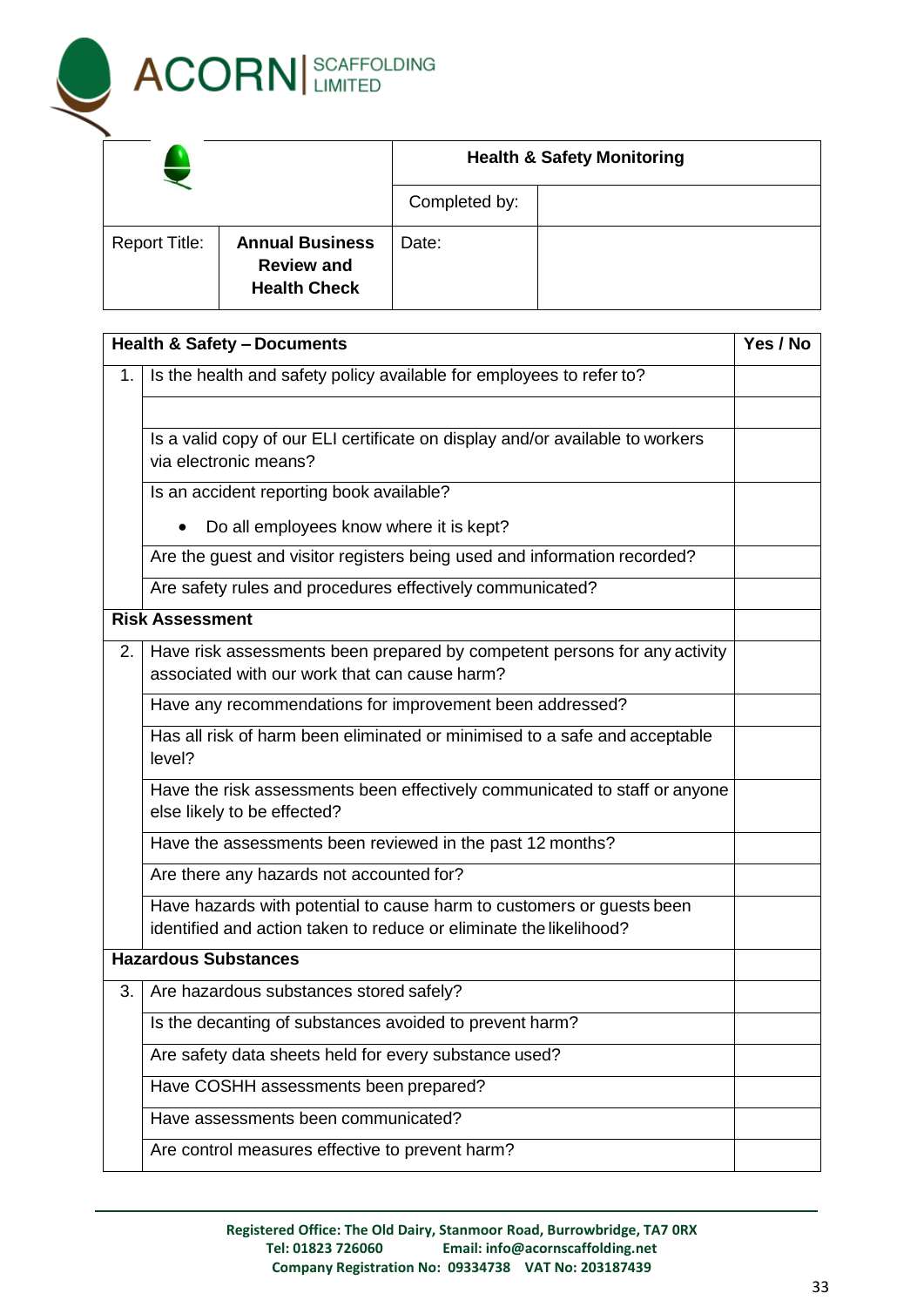| | | **Health & Safety Monitoring** | |
|---|---|---|---|
| | | Completed by: | |
| Report Title: | **Annual Business Review and Health Check** | Date: | |

| | **Health & Safety – Documents** | **Yes / No** |
|---|---|---|
| 1. | Is the health and safety policy available for employees to refer to? | |
| | | |
| | Is a valid copy of our ELI certificate on display and/or available to workers via electronic means? | |
| | Is an accident reporting book available?<br>• Do all employees know where it is kept? | |
| | Are the guest and visitor registers being used and information recorded? | |
| | Are safety rules and procedures effectively communicated? | |
| | **Risk Assessment** | |
| 2. | Have risk assessments been prepared by competent persons for any activity associated with our work that can cause harm? | |
| | Have any recommendations for improvement been addressed? | |
| | Has all risk of harm been eliminated or minimised to a safe and acceptable level? | |
| | Have the risk assessments been effectively communicated to staff or anyone else likely to be effected? | |
| | Have the assessments been reviewed in the past 12 months? | |
| | Are there any hazards not accounted for? | |
| | Have hazards with potential to cause harm to customers or guests been identified and action taken to reduce or eliminate the likelihood? | |
| | **Hazardous Substances** | |
| 3. | Are hazardous substances stored safely? | |
| | Is the decanting of substances avoided to prevent harm? | |
| | Are safety data sheets held for every substance used? | |
| | Have COSHH assessments been prepared? | |
| | Have assessments been communicated? | |
| | Are control measures effective to prevent harm? | |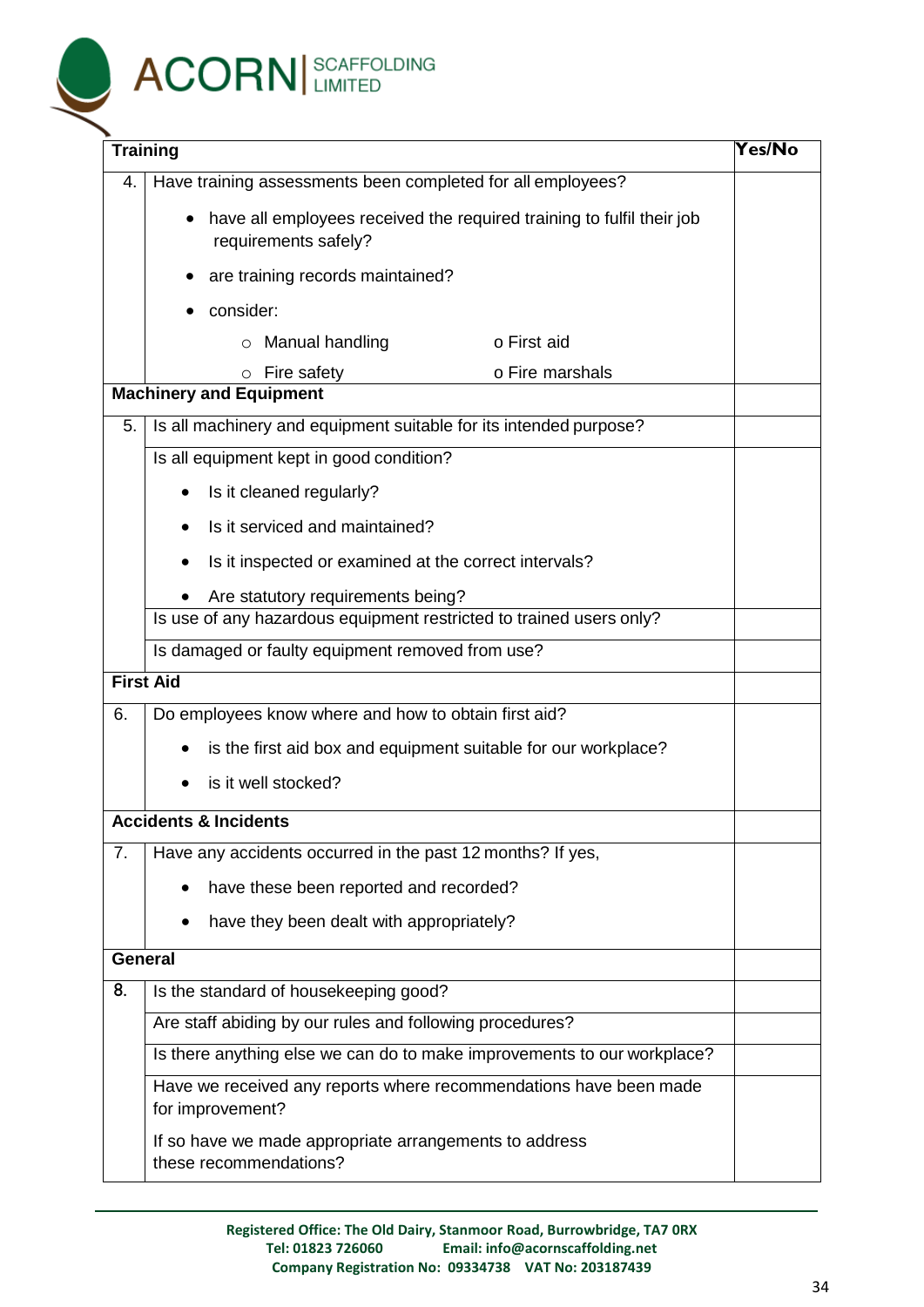| | Training | Yes/No |
|---|---|---|
| 4. | Have training assessments been completed for all employees?<br>• have all employees received the required training to fulfil their job requirements safely?<br>• are training records maintained?<br>• consider:<br>○ Manual handling o First aid<br>○ Fire safety o Fire marshals | |
| | **Machinery and Equipment** | |
| 5. | Is all machinery and equipment suitable for its intended purpose? | |
| | Is all equipment kept in good condition?<br>• Is it cleaned regularly?<br>• Is it serviced and maintained?<br>• Is it inspected or examined at the correct intervals?<br>• Are statutory requirements being? | |
| | Is use of any hazardous equipment restricted to trained users only? | |
| | Is damaged or faulty equipment removed from use? | |
| | **First Aid** | |
| 6. | Do employees know where and how to obtain first aid?<br>• is the first aid box and equipment suitable for our workplace?<br>• is it well stocked? | |
| | **Accidents & Incidents** | |
| 7. | Have any accidents occurred in the past 12 months? If yes,<br>• have these been reported and recorded?<br>• have they been dealt with appropriately? | |
| | **General** | |
| 8. | Is the standard of housekeeping good? | |
| | Are staff abiding by our rules and following procedures? | |
| | Is there anything else we can do to make improvements to our workplace? | |
| | Have we received any reports where recommendations have been made for improvement?<br>If so have we made appropriate arrangements to address these recommendations? | |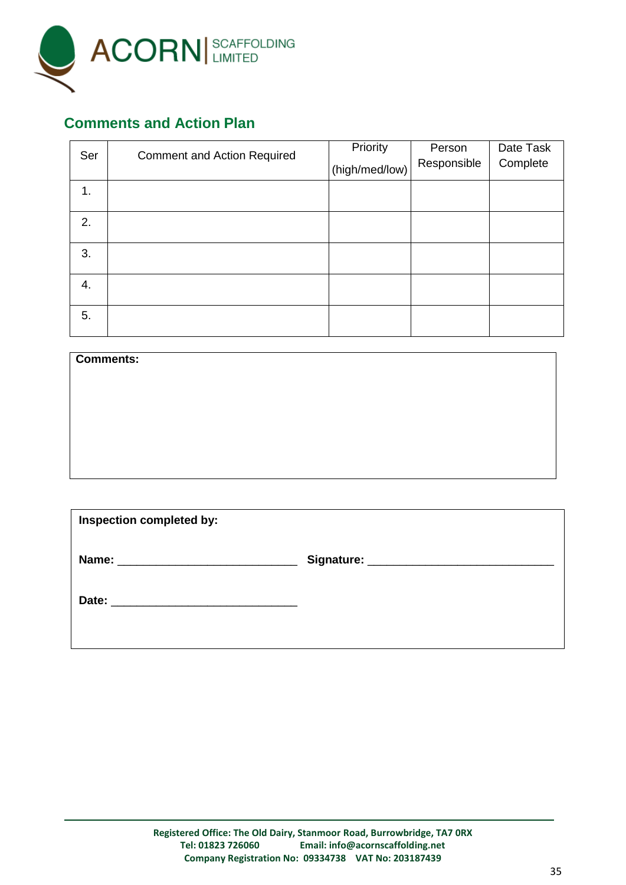## Comments and Action Plan

| Ser | Comment and Action Required | Priority (high/med/low) | Person Responsible | Date Task Complete |
|---|---|---|---|---|
| 1. | | | | |
| 2. | | | | |
| 3. | | | | |
| 4. | | | | |
| 5. | | | | |

**Comments:**

**Inspection completed by:**

**Name:** ___________________________ **Signature:** ___________________________

**Date:** ____________________________

Registered Office: The Old Dairy, Stanmoor Road, Burrowbridge, TA7 0RX
Tel: 01823 726060 Email: info@acornscaffolding.net
Company Registration No: 09334738 VAT No: 203187439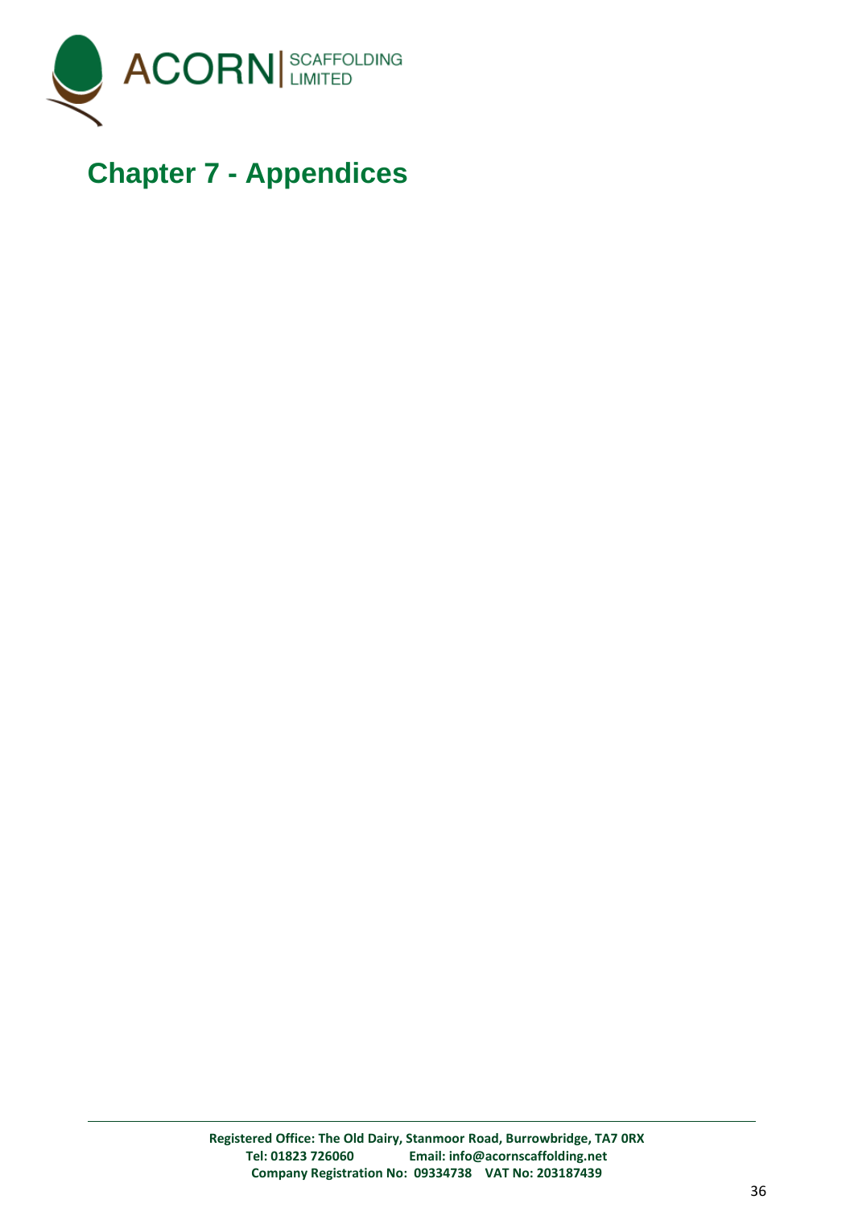# Chapter 7 - Appendices